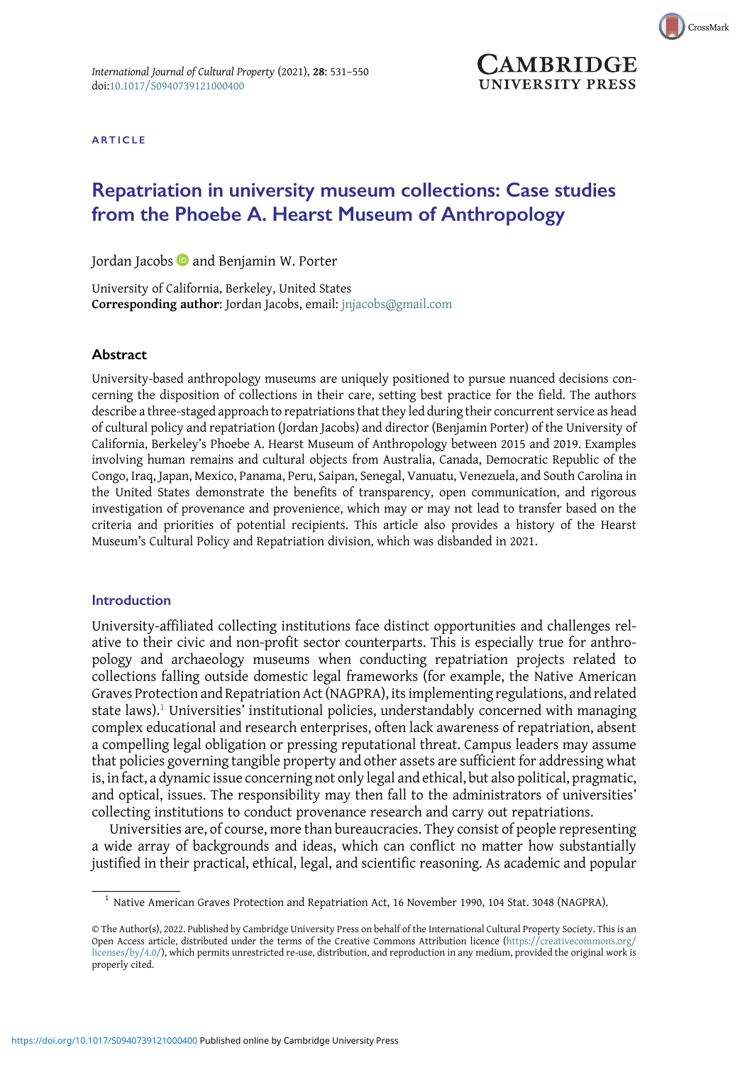ARTICLE

# Repatriation in university museum collections: Case studies from the Phoebe A. Hearst Museum of Anthropology

Jordan Jacobs and Benjamin W. Porter

University of California, Berkeley, United States
**Corresponding author**: Jordan Jacobs, email: jnjacobs@gmail.com

## Abstract

University-based anthropology museums are uniquely positioned to pursue nuanced decisions concerning the disposition of collections in their care, setting best practice for the field. The authors describe a three-staged approach to repatriations that they led during their concurrent service as head of cultural policy and repatriation (Jordan Jacobs) and director (Benjamin Porter) of the University of California, Berkeley's Phoebe A. Hearst Museum of Anthropology between 2015 and 2019. Examples involving human remains and cultural objects from Australia, Canada, Democratic Republic of the Congo, Iraq, Japan, Mexico, Panama, Peru, Saipan, Senegal, Vanuatu, Venezuela, and South Carolina in the United States demonstrate the benefits of transparency, open communication, and rigorous investigation of provenance and provenience, which may or may not lead to transfer based on the criteria and priorities of potential recipients. This article also provides a history of the Hearst Museum's Cultural Policy and Repatriation division, which was disbanded in 2021.

## Introduction

University-affiliated collecting institutions face distinct opportunities and challenges relative to their civic and non-profit sector counterparts. This is especially true for anthropology and archaeology museums when conducting repatriation projects related to collections falling outside domestic legal frameworks (for example, the Native American Graves Protection and Repatriation Act (NAGPRA), its implementing regulations, and related state laws).[1] Universities' institutional policies, understandably concerned with managing complex educational and research enterprises, often lack awareness of repatriation, absent a compelling legal obligation or pressing reputational threat. Campus leaders may assume that policies governing tangible property and other assets are sufficient for addressing what is, in fact, a dynamic issue concerning not only legal and ethical, but also political, pragmatic, and optical, issues. The responsibility may then fall to the administrators of universities' collecting institutions to conduct provenance research and carry out repatriations.

Universities are, of course, more than bureaucracies. They consist of people representing a wide array of backgrounds and ideas, which can conflict no matter how substantially justified in their practical, ethical, legal, and scientific reasoning. As academic and popular

[1] Native American Graves Protection and Repatriation Act, 16 November 1990, 104 Stat. 3048 (NAGPRA).

© The Author(s), 2022. Published by Cambridge University Press on behalf of the International Cultural Property Society. This is an Open Access article, distributed under the terms of the Creative Commons Attribution licence (https://creativecommons.org/licenses/by/4.0/), which permits unrestricted re-use, distribution, and reproduction in any medium, provided the original work is properly cited.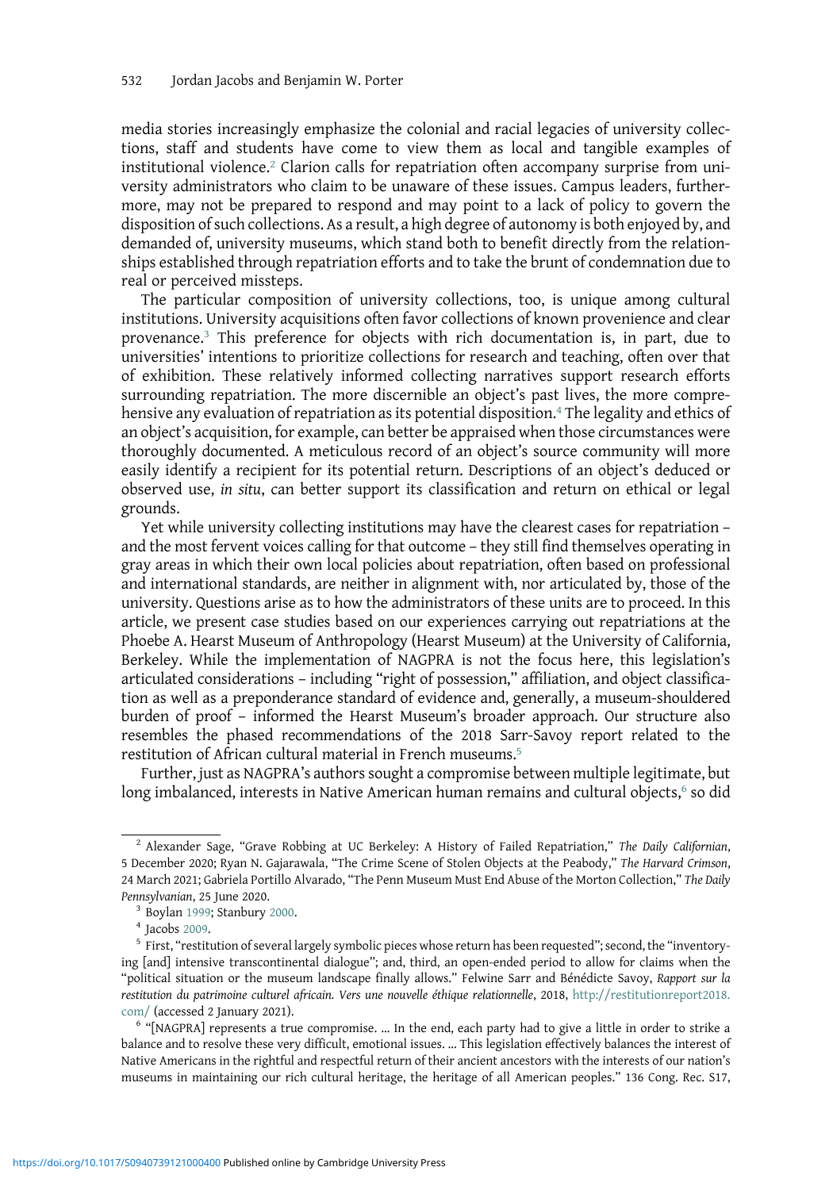media stories increasingly emphasize the colonial and racial legacies of university collections, staff and students have come to view them as local and tangible examples of institutional violence.[2] Clarion calls for repatriation often accompany surprise from university administrators who claim to be unaware of these issues. Campus leaders, furthermore, may not be prepared to respond and may point to a lack of policy to govern the disposition of such collections. As a result, a high degree of autonomy is both enjoyed by, and demanded of, university museums, which stand both to benefit directly from the relationships established through repatriation efforts and to take the brunt of condemnation due to real or perceived missteps.

The particular composition of university collections, too, is unique among cultural institutions. University acquisitions often favor collections of known provenience and clear provenance.[3] This preference for objects with rich documentation is, in part, due to universities' intentions to prioritize collections for research and teaching, often over that of exhibition. These relatively informed collecting narratives support research efforts surrounding repatriation. The more discernible an object's past lives, the more comprehensive any evaluation of repatriation as its potential disposition.[4] The legality and ethics of an object's acquisition, for example, can better be appraised when those circumstances were thoroughly documented. A meticulous record of an object's source community will more easily identify a recipient for its potential return. Descriptions of an object's deduced or observed use, *in situ*, can better support its classification and return on ethical or legal grounds.

Yet while university collecting institutions may have the clearest cases for repatriation – and the most fervent voices calling for that outcome – they still find themselves operating in gray areas in which their own local policies about repatriation, often based on professional and international standards, are neither in alignment with, nor articulated by, those of the university. Questions arise as to how the administrators of these units are to proceed. In this article, we present case studies based on our experiences carrying out repatriations at the Phoebe A. Hearst Museum of Anthropology (Hearst Museum) at the University of California, Berkeley. While the implementation of NAGPRA is not the focus here, this legislation's articulated considerations – including "right of possession," affiliation, and object classification as well as a preponderance standard of evidence and, generally, a museum-shouldered burden of proof – informed the Hearst Museum's broader approach. Our structure also resembles the phased recommendations of the 2018 Sarr-Savoy report related to the restitution of African cultural material in French museums.[5]

Further, just as NAGPRA's authors sought a compromise between multiple legitimate, but long imbalanced, interests in Native American human remains and cultural objects,[6] so did

---

[2] Alexander Sage, "Grave Robbing at UC Berkeley: A History of Failed Repatriation," *The Daily Californian*, 5 December 2020; Ryan N. Gajarawala, "The Crime Scene of Stolen Objects at the Peabody," *The Harvard Crimson*, 24 March 2021; Gabriela Portillo Alvarado, "The Penn Museum Must End Abuse of the Morton Collection," *The Daily Pennsylvanian*, 25 June 2020.

[3] Boylan 1999; Stanbury 2000.

[4] Jacobs 2009.

[5] First, "restitution of several largely symbolic pieces whose return has been requested"; second, the "inventorying [and] intensive transcontinental dialogue"; and, third, an open-ended period to allow for claims when the "political situation or the museum landscape finally allows." Felwine Sarr and Bénédicte Savoy, *Rapport sur la restitution du patrimoine culturel africain. Vers une nouvelle éthique relationnelle*, 2018, http://restitutionreport2018.com/ (accessed 2 January 2021).

[6] "[NAGPRA] represents a true compromise. … In the end, each party had to give a little in order to strike a balance and to resolve these very difficult, emotional issues. … This legislation effectively balances the interest of Native Americans in the rightful and respectful return of their ancient ancestors with the interests of our nation's museums in maintaining our rich cultural heritage, the heritage of all American peoples." 136 Cong. Rec. S17,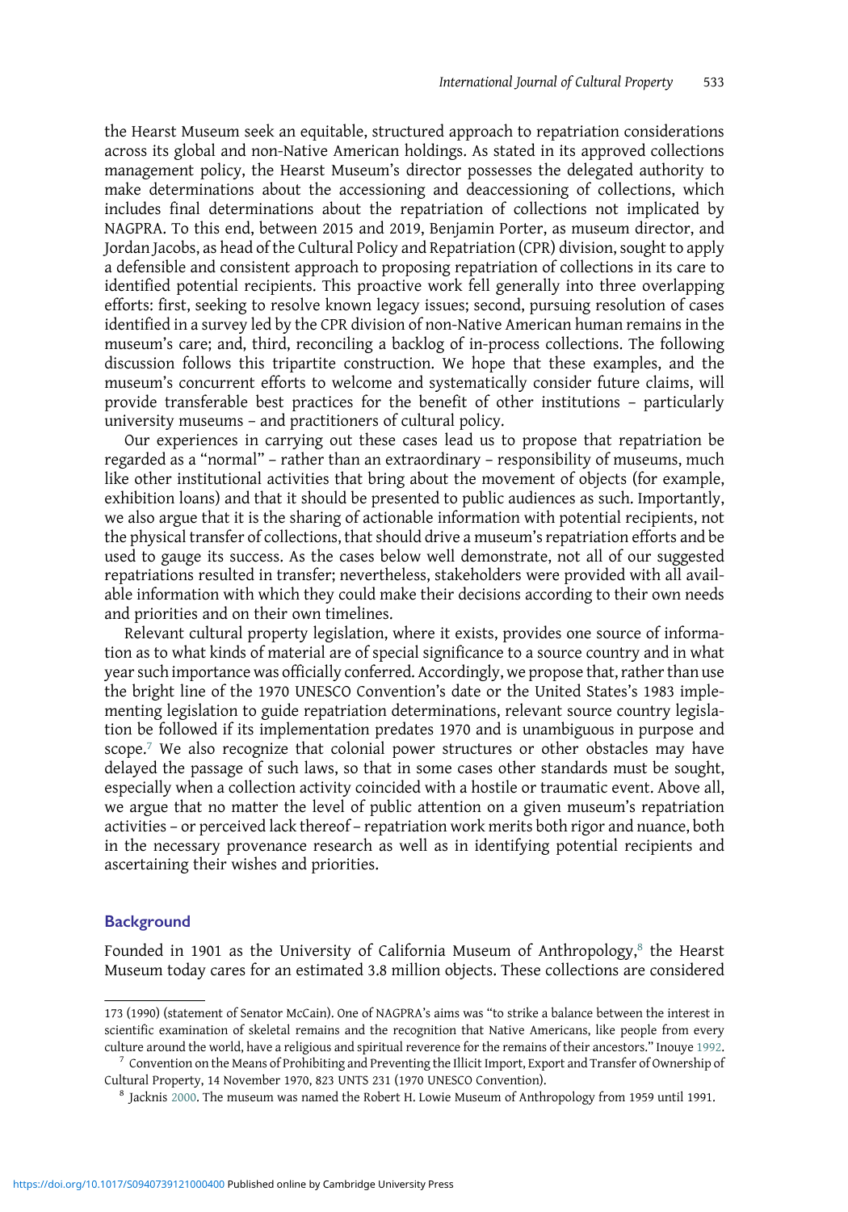the Hearst Museum seek an equitable, structured approach to repatriation considerations across its global and non-Native American holdings. As stated in its approved collections management policy, the Hearst Museum's director possesses the delegated authority to make determinations about the accessioning and deaccessioning of collections, which includes final determinations about the repatriation of collections not implicated by NAGPRA. To this end, between 2015 and 2019, Benjamin Porter, as museum director, and Jordan Jacobs, as head of the Cultural Policy and Repatriation (CPR) division, sought to apply a defensible and consistent approach to proposing repatriation of collections in its care to identified potential recipients. This proactive work fell generally into three overlapping efforts: first, seeking to resolve known legacy issues; second, pursuing resolution of cases identified in a survey led by the CPR division of non-Native American human remains in the museum's care; and, third, reconciling a backlog of in-process collections. The following discussion follows this tripartite construction. We hope that these examples, and the museum's concurrent efforts to welcome and systematically consider future claims, will provide transferable best practices for the benefit of other institutions – particularly university museums – and practitioners of cultural policy.

Our experiences in carrying out these cases lead us to propose that repatriation be regarded as a "normal" – rather than an extraordinary – responsibility of museums, much like other institutional activities that bring about the movement of objects (for example, exhibition loans) and that it should be presented to public audiences as such. Importantly, we also argue that it is the sharing of actionable information with potential recipients, not the physical transfer of collections, that should drive a museum's repatriation efforts and be used to gauge its success. As the cases below well demonstrate, not all of our suggested repatriations resulted in transfer; nevertheless, stakeholders were provided with all available information with which they could make their decisions according to their own needs and priorities and on their own timelines.

Relevant cultural property legislation, where it exists, provides one source of information as to what kinds of material are of special significance to a source country and in what year such importance was officially conferred. Accordingly, we propose that, rather than use the bright line of the 1970 UNESCO Convention's date or the United States's 1983 implementing legislation to guide repatriation determinations, relevant source country legislation be followed if its implementation predates 1970 and is unambiguous in purpose and scope.[7] We also recognize that colonial power structures or other obstacles may have delayed the passage of such laws, so that in some cases other standards must be sought, especially when a collection activity coincided with a hostile or traumatic event. Above all, we argue that no matter the level of public attention on a given museum's repatriation activities – or perceived lack thereof – repatriation work merits both rigor and nuance, both in the necessary provenance research as well as in identifying potential recipients and ascertaining their wishes and priorities.

## Background

Founded in 1901 as the University of California Museum of Anthropology,[8] the Hearst Museum today cares for an estimated 3.8 million objects. These collections are considered

---

173 (1990) (statement of Senator McCain). One of NAGPRA's aims was "to strike a balance between the interest in scientific examination of skeletal remains and the recognition that Native Americans, like people from every culture around the world, have a religious and spiritual reverence for the remains of their ancestors." Inouye 1992.

[7] Convention on the Means of Prohibiting and Preventing the Illicit Import, Export and Transfer of Ownership of Cultural Property, 14 November 1970, 823 UNTS 231 (1970 UNESCO Convention).

[8] Jacknis 2000. The museum was named the Robert H. Lowie Museum of Anthropology from 1959 until 1991.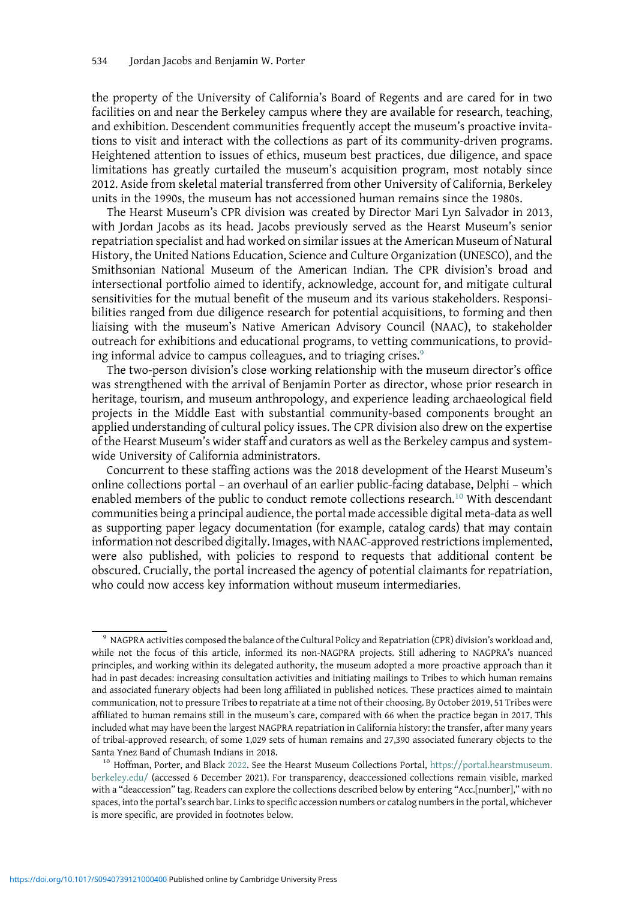the property of the University of California's Board of Regents and are cared for in two facilities on and near the Berkeley campus where they are available for research, teaching, and exhibition. Descendent communities frequently accept the museum's proactive invitations to visit and interact with the collections as part of its community-driven programs. Heightened attention to issues of ethics, museum best practices, due diligence, and space limitations has greatly curtailed the museum's acquisition program, most notably since 2012. Aside from skeletal material transferred from other University of California, Berkeley units in the 1990s, the museum has not accessioned human remains since the 1980s.

The Hearst Museum's CPR division was created by Director Mari Lyn Salvador in 2013, with Jordan Jacobs as its head. Jacobs previously served as the Hearst Museum's senior repatriation specialist and had worked on similar issues at the American Museum of Natural History, the United Nations Education, Science and Culture Organization (UNESCO), and the Smithsonian National Museum of the American Indian. The CPR division's broad and intersectional portfolio aimed to identify, acknowledge, account for, and mitigate cultural sensitivities for the mutual benefit of the museum and its various stakeholders. Responsibilities ranged from due diligence research for potential acquisitions, to forming and then liaising with the museum's Native American Advisory Council (NAAC), to stakeholder outreach for exhibitions and educational programs, to vetting communications, to providing informal advice to campus colleagues, and to triaging crises.[9]

The two-person division's close working relationship with the museum director's office was strengthened with the arrival of Benjamin Porter as director, whose prior research in heritage, tourism, and museum anthropology, and experience leading archaeological field projects in the Middle East with substantial community-based components brought an applied understanding of cultural policy issues. The CPR division also drew on the expertise of the Hearst Museum's wider staff and curators as well as the Berkeley campus and systemwide University of California administrators.

Concurrent to these staffing actions was the 2018 development of the Hearst Museum's online collections portal – an overhaul of an earlier public-facing database, Delphi – which enabled members of the public to conduct remote collections research.[10] With descendant communities being a principal audience, the portal made accessible digital meta-data as well as supporting paper legacy documentation (for example, catalog cards) that may contain information not described digitally. Images, with NAAC-approved restrictions implemented, were also published, with policies to respond to requests that additional content be obscured. Crucially, the portal increased the agency of potential claimants for repatriation, who could now access key information without museum intermediaries.

---

[9] NAGPRA activities composed the balance of the Cultural Policy and Repatriation (CPR) division's workload and, while not the focus of this article, informed its non-NAGPRA projects. Still adhering to NAGPRA's nuanced principles, and working within its delegated authority, the museum adopted a more proactive approach than it had in past decades: increasing consultation activities and initiating mailings to Tribes to which human remains and associated funerary objects had been long affiliated in published notices. These practices aimed to maintain communication, not to pressure Tribes to repatriate at a time not of their choosing. By October 2019, 51 Tribes were affiliated to human remains still in the museum's care, compared with 66 when the practice began in 2017. This included what may have been the largest NAGPRA repatriation in California history: the transfer, after many years of tribal-approved research, of some 1,029 sets of human remains and 27,390 associated funerary objects to the Santa Ynez Band of Chumash Indians in 2018.

[10] Hoffman, Porter, and Black 2022. See the Hearst Museum Collections Portal, https://portal.hearstmuseum.berkeley.edu/ (accessed 6 December 2021). For transparency, deaccessioned collections remain visible, marked with a "deaccession" tag. Readers can explore the collections described below by entering "Acc.[number]," with no spaces, into the portal's search bar. Links to specific accession numbers or catalog numbers in the portal, whichever is more specific, are provided in footnotes below.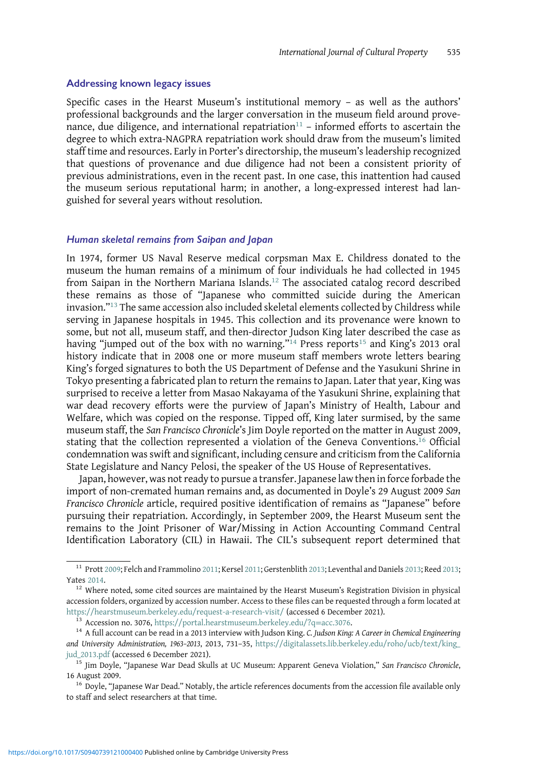## Addressing known legacy issues

Specific cases in the Hearst Museum's institutional memory – as well as the authors' professional backgrounds and the larger conversation in the museum field around provenance, due diligence, and international repatriation[11] – informed efforts to ascertain the degree to which extra-NAGPRA repatriation work should draw from the museum's limited staff time and resources. Early in Porter's directorship, the museum's leadership recognized that questions of provenance and due diligence had not been a consistent priority of previous administrations, even in the recent past. In one case, this inattention had caused the museum serious reputational harm; in another, a long-expressed interest had languished for several years without resolution.

### *Human skeletal remains from Saipan and Japan*

In 1974, former US Naval Reserve medical corpsman Max E. Childress donated to the museum the human remains of a minimum of four individuals he had collected in 1945 from Saipan in the Northern Mariana Islands.[12] The associated catalog record described these remains as those of "Japanese who committed suicide during the American invasion."[13] The same accession also included skeletal elements collected by Childress while serving in Japanese hospitals in 1945. This collection and its provenance were known to some, but not all, museum staff, and then-director Judson King later described the case as having "jumped out of the box with no warning."[14] Press reports[15] and King's 2013 oral history indicate that in 2008 one or more museum staff members wrote letters bearing King's forged signatures to both the US Department of Defense and the Yasukuni Shrine in Tokyo presenting a fabricated plan to return the remains to Japan. Later that year, King was surprised to receive a letter from Masao Nakayama of the Yasukuni Shrine, explaining that war dead recovery efforts were the purview of Japan's Ministry of Health, Labour and Welfare, which was copied on the response. Tipped off, King later surmised, by the same museum staff, the *San Francisco Chronicle*'s Jim Doyle reported on the matter in August 2009, stating that the collection represented a violation of the Geneva Conventions.[16] Official condemnation was swift and significant, including censure and criticism from the California State Legislature and Nancy Pelosi, the speaker of the US House of Representatives.

Japan, however, was not ready to pursue a transfer. Japanese law then in force forbade the import of non-cremated human remains and, as documented in Doyle's 29 August 2009 *San Francisco Chronicle* article, required positive identification of remains as "Japanese" before pursuing their repatriation. Accordingly, in September 2009, the Hearst Museum sent the remains to the Joint Prisoner of War/Missing in Action Accounting Command Central Identification Laboratory (CIL) in Hawaii. The CIL's subsequent report determined that

---

[11] Prott 2009; Felch and Frammolino 2011; Kersel 2011; Gerstenblith 2013; Leventhal and Daniels 2013; Reed 2013; Yates 2014.

[12] Where noted, some cited sources are maintained by the Hearst Museum's Registration Division in physical accession folders, organized by accession number. Access to these files can be requested through a form located at https://hearstmuseum.berkeley.edu/request-a-research-visit/ (accessed 6 December 2021).

[13] Accession no. 3076, https://portal.hearstmuseum.berkeley.edu/?q=acc.3076.

[14] A full account can be read in a 2013 interview with Judson King. *C. Judson King: A Career in Chemical Engineering and University Administration, 1963–2013*, 2013, 731–35, https://digitalassets.lib.berkeley.edu/roho/ucb/text/king_jud_2013.pdf (accessed 6 December 2021).

[15] Jim Doyle, "Japanese War Dead Skulls at UC Museum: Apparent Geneva Violation," *San Francisco Chronicle*, 16 August 2009.

[16] Doyle, "Japanese War Dead." Notably, the article references documents from the accession file available only to staff and select researchers at that time.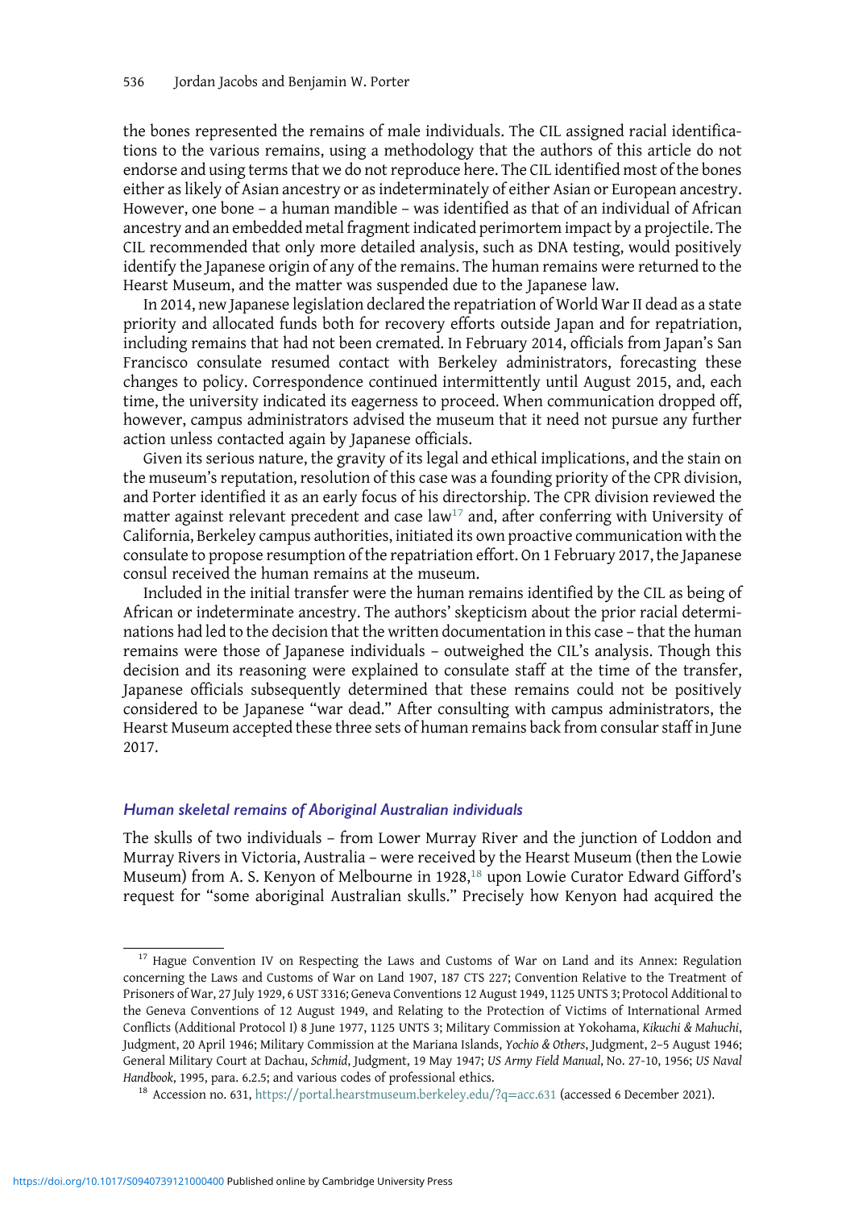the bones represented the remains of male individuals. The CIL assigned racial identifications to the various remains, using a methodology that the authors of this article do not endorse and using terms that we do not reproduce here. The CIL identified most of the bones either as likely of Asian ancestry or as indeterminately of either Asian or European ancestry. However, one bone – a human mandible – was identified as that of an individual of African ancestry and an embedded metal fragment indicated perimortem impact by a projectile. The CIL recommended that only more detailed analysis, such as DNA testing, would positively identify the Japanese origin of any of the remains. The human remains were returned to the Hearst Museum, and the matter was suspended due to the Japanese law.

In 2014, new Japanese legislation declared the repatriation of World War II dead as a state priority and allocated funds both for recovery efforts outside Japan and for repatriation, including remains that had not been cremated. In February 2014, officials from Japan's San Francisco consulate resumed contact with Berkeley administrators, forecasting these changes to policy. Correspondence continued intermittently until August 2015, and, each time, the university indicated its eagerness to proceed. When communication dropped off, however, campus administrators advised the museum that it need not pursue any further action unless contacted again by Japanese officials.

Given its serious nature, the gravity of its legal and ethical implications, and the stain on the museum's reputation, resolution of this case was a founding priority of the CPR division, and Porter identified it as an early focus of his directorship. The CPR division reviewed the matter against relevant precedent and case law[17] and, after conferring with University of California, Berkeley campus authorities, initiated its own proactive communication with the consulate to propose resumption of the repatriation effort. On 1 February 2017, the Japanese consul received the human remains at the museum.

Included in the initial transfer were the human remains identified by the CIL as being of African or indeterminate ancestry. The authors' skepticism about the prior racial determinations had led to the decision that the written documentation in this case – that the human remains were those of Japanese individuals – outweighed the CIL's analysis. Though this decision and its reasoning were explained to consulate staff at the time of the transfer, Japanese officials subsequently determined that these remains could not be positively considered to be Japanese "war dead." After consulting with campus administrators, the Hearst Museum accepted these three sets of human remains back from consular staff in June 2017.

### *Human skeletal remains of Aboriginal Australian individuals*

The skulls of two individuals – from Lower Murray River and the junction of Loddon and Murray Rivers in Victoria, Australia – were received by the Hearst Museum (then the Lowie Museum) from A. S. Kenyon of Melbourne in 1928,[18] upon Lowie Curator Edward Gifford's request for "some aboriginal Australian skulls." Precisely how Kenyon had acquired the

[17] Hague Convention IV on Respecting the Laws and Customs of War on Land and its Annex: Regulation concerning the Laws and Customs of War on Land 1907, 187 CTS 227; Convention Relative to the Treatment of Prisoners of War, 27 July 1929, 6 UST 3316; Geneva Conventions 12 August 1949, 1125 UNTS 3; Protocol Additional to the Geneva Conventions of 12 August 1949, and Relating to the Protection of Victims of International Armed Conflicts (Additional Protocol I) 8 June 1977, 1125 UNTS 3; Military Commission at Yokohama, *Kikuchi & Mahuchi*, Judgment, 20 April 1946; Military Commission at the Mariana Islands, *Yochio & Others*, Judgment, 2–5 August 1946; General Military Court at Dachau, *Schmid*, Judgment, 19 May 1947; *US Army Field Manual*, No. 27-10, 1956; *US Naval Handbook*, 1995, para. 6.2.5; and various codes of professional ethics.

[18] Accession no. 631, https://portal.hearstmuseum.berkeley.edu/?q=acc.631 (accessed 6 December 2021).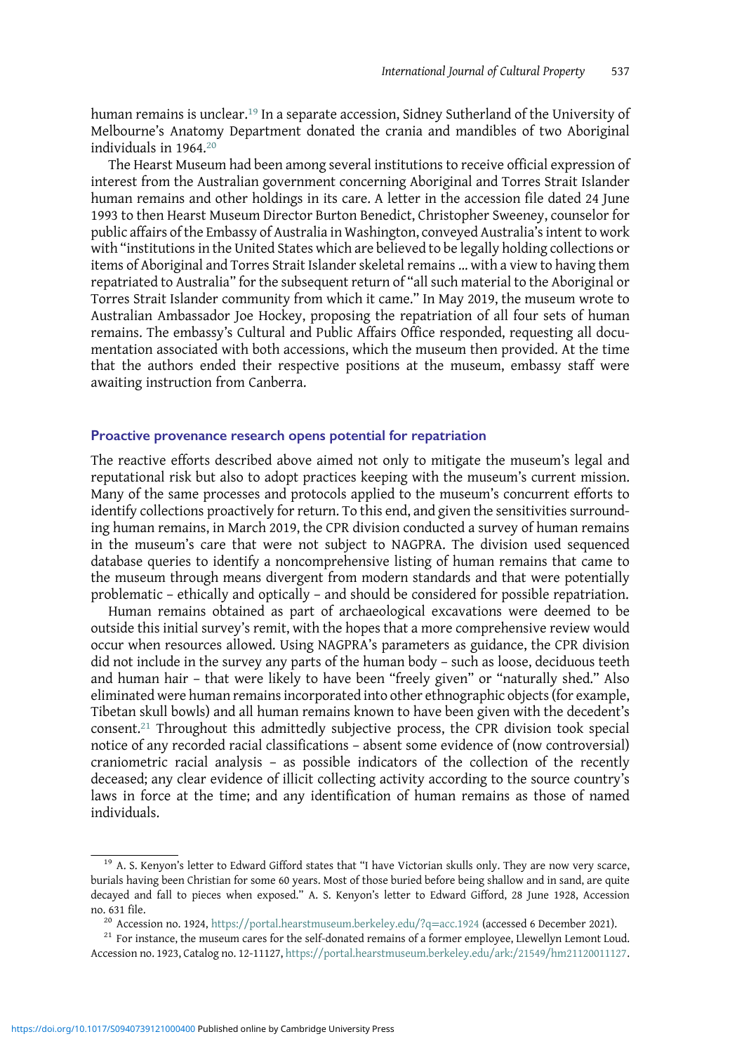human remains is unclear.[19] In a separate accession, Sidney Sutherland of the University of Melbourne's Anatomy Department donated the crania and mandibles of two Aboriginal individuals in 1964.[20]

The Hearst Museum had been among several institutions to receive official expression of interest from the Australian government concerning Aboriginal and Torres Strait Islander human remains and other holdings in its care. A letter in the accession file dated 24 June 1993 to then Hearst Museum Director Burton Benedict, Christopher Sweeney, counselor for public affairs of the Embassy of Australia in Washington, conveyed Australia's intent to work with "institutions in the United States which are believed to be legally holding collections or items of Aboriginal and Torres Strait Islander skeletal remains ... with a view to having them repatriated to Australia" for the subsequent return of "all such material to the Aboriginal or Torres Strait Islander community from which it came." In May 2019, the museum wrote to Australian Ambassador Joe Hockey, proposing the repatriation of all four sets of human remains. The embassy's Cultural and Public Affairs Office responded, requesting all documentation associated with both accessions, which the museum then provided. At the time that the authors ended their respective positions at the museum, embassy staff were awaiting instruction from Canberra.

## Proactive provenance research opens potential for repatriation

The reactive efforts described above aimed not only to mitigate the museum's legal and reputational risk but also to adopt practices keeping with the museum's current mission. Many of the same processes and protocols applied to the museum's concurrent efforts to identify collections proactively for return. To this end, and given the sensitivities surrounding human remains, in March 2019, the CPR division conducted a survey of human remains in the museum's care that were not subject to NAGPRA. The division used sequenced database queries to identify a noncomprehensive listing of human remains that came to the museum through means divergent from modern standards and that were potentially problematic – ethically and optically – and should be considered for possible repatriation.

Human remains obtained as part of archaeological excavations were deemed to be outside this initial survey's remit, with the hopes that a more comprehensive review would occur when resources allowed. Using NAGPRA's parameters as guidance, the CPR division did not include in the survey any parts of the human body – such as loose, deciduous teeth and human hair – that were likely to have been "freely given" or "naturally shed." Also eliminated were human remains incorporated into other ethnographic objects (for example, Tibetan skull bowls) and all human remains known to have been given with the decedent's consent.[21] Throughout this admittedly subjective process, the CPR division took special notice of any recorded racial classifications – absent some evidence of (now controversial) craniometric racial analysis – as possible indicators of the collection of the recently deceased; any clear evidence of illicit collecting activity according to the source country's laws in force at the time; and any identification of human remains as those of named individuals.

---

[19] A. S. Kenyon's letter to Edward Gifford states that "I have Victorian skulls only. They are now very scarce, burials having been Christian for some 60 years. Most of those buried before being shallow and in sand, are quite decayed and fall to pieces when exposed." A. S. Kenyon's letter to Edward Gifford, 28 June 1928, Accession no. 631 file.

[20] Accession no. 1924, https://portal.hearstmuseum.berkeley.edu/?q=acc.1924 (accessed 6 December 2021).

[21] For instance, the museum cares for the self-donated remains of a former employee, Llewellyn Lemont Loud. Accession no. 1923, Catalog no. 12-11127, https://portal.hearstmuseum.berkeley.edu/ark:/21549/hm21120011127.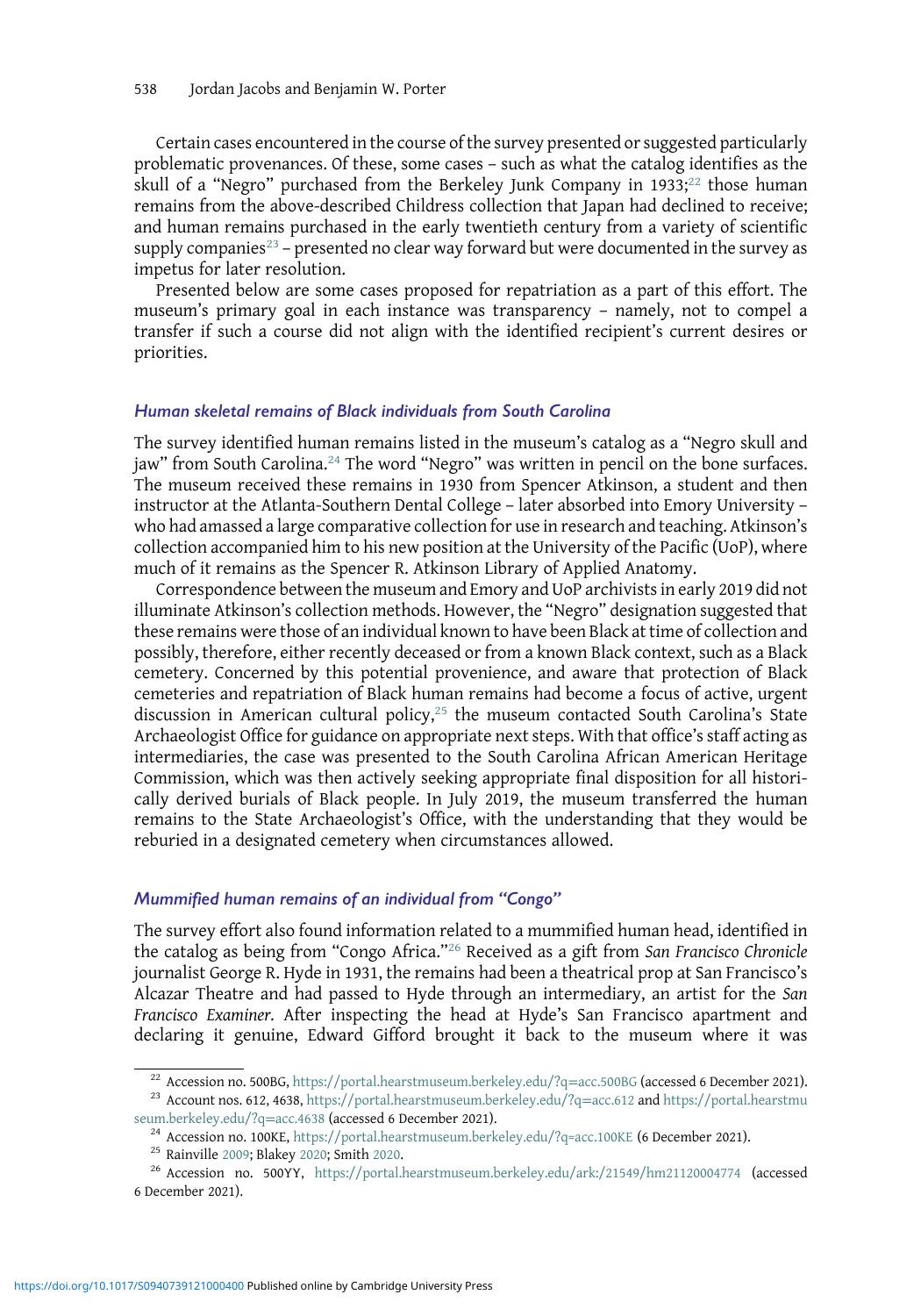Certain cases encountered in the course of the survey presented or suggested particularly problematic provenances. Of these, some cases – such as what the catalog identifies as the skull of a "Negro" purchased from the Berkeley Junk Company in 1933;[22] those human remains from the above-described Childress collection that Japan had declined to receive; and human remains purchased in the early twentieth century from a variety of scientific supply companies[23] – presented no clear way forward but were documented in the survey as impetus for later resolution.

Presented below are some cases proposed for repatriation as a part of this effort. The museum's primary goal in each instance was transparency – namely, not to compel a transfer if such a course did not align with the identified recipient's current desires or priorities.

### *Human skeletal remains of Black individuals from South Carolina*

The survey identified human remains listed in the museum's catalog as a "Negro skull and jaw" from South Carolina.[24] The word "Negro" was written in pencil on the bone surfaces. The museum received these remains in 1930 from Spencer Atkinson, a student and then instructor at the Atlanta-Southern Dental College – later absorbed into Emory University – who had amassed a large comparative collection for use in research and teaching. Atkinson's collection accompanied him to his new position at the University of the Pacific (UoP), where much of it remains as the Spencer R. Atkinson Library of Applied Anatomy.

Correspondence between the museum and Emory and UoP archivists in early 2019 did not illuminate Atkinson's collection methods. However, the "Negro" designation suggested that these remains were those of an individual known to have been Black at time of collection and possibly, therefore, either recently deceased or from a known Black context, such as a Black cemetery. Concerned by this potential provenience, and aware that protection of Black cemeteries and repatriation of Black human remains had become a focus of active, urgent discussion in American cultural policy,[25] the museum contacted South Carolina's State Archaeologist Office for guidance on appropriate next steps. With that office's staff acting as intermediaries, the case was presented to the South Carolina African American Heritage Commission, which was then actively seeking appropriate final disposition for all historically derived burials of Black people. In July 2019, the museum transferred the human remains to the State Archaeologist's Office, with the understanding that they would be reburied in a designated cemetery when circumstances allowed.

### *Mummified human remains of an individual from "Congo"*

The survey effort also found information related to a mummified human head, identified in the catalog as being from "Congo Africa."[26] Received as a gift from *San Francisco Chronicle* journalist George R. Hyde in 1931, the remains had been a theatrical prop at San Francisco's Alcazar Theatre and had passed to Hyde through an intermediary, an artist for the *San Francisco Examiner.* After inspecting the head at Hyde's San Francisco apartment and declaring it genuine, Edward Gifford brought it back to the museum where it was

---

[22] Accession no. 500BG, https://portal.hearstmuseum.berkeley.edu/?q=acc.500BG (accessed 6 December 2021).

[23] Account nos. 612, 4638, https://portal.hearstmuseum.berkeley.edu/?q=acc.612 and https://portal.hearstmuseum.berkeley.edu/?q=acc.4638 (accessed 6 December 2021).

[24] Accession no. 100KE, https://portal.hearstmuseum.berkeley.edu/?q=acc.100KE (6 December 2021).

[25] Rainville 2009; Blakey 2020; Smith 2020.

[26] Accession no. 500YY, https://portal.hearstmuseum.berkeley.edu/ark:/21549/hm21120004774 (accessed 6 December 2021).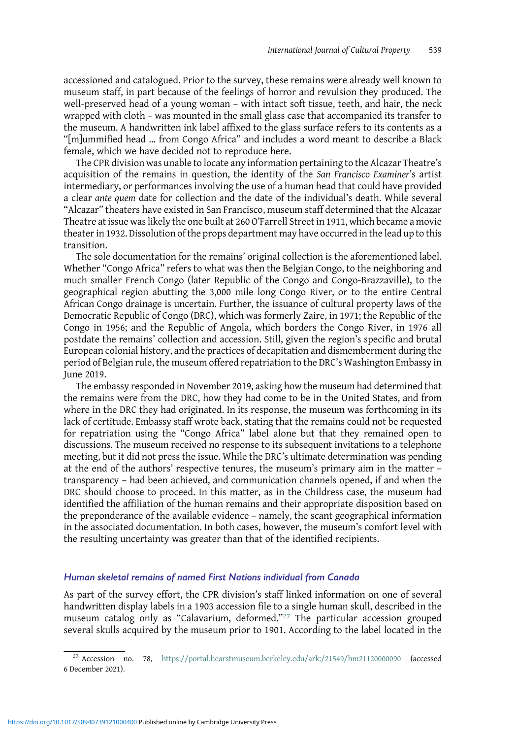accessioned and catalogued. Prior to the survey, these remains were already well known to museum staff, in part because of the feelings of horror and revulsion they produced. The well-preserved head of a young woman – with intact soft tissue, teeth, and hair, the neck wrapped with cloth – was mounted in the small glass case that accompanied its transfer to the museum. A handwritten ink label affixed to the glass surface refers to its contents as a "[m]ummified head … from Congo Africa" and includes a word meant to describe a Black female, which we have decided not to reproduce here.

The CPR division was unable to locate any information pertaining to the Alcazar Theatre's acquisition of the remains in question, the identity of the *San Francisco Examiner*'s artist intermediary, or performances involving the use of a human head that could have provided a clear *ante quem* date for collection and the date of the individual's death. While several "Alcazar" theaters have existed in San Francisco, museum staff determined that the Alcazar Theatre at issue was likely the one built at 260 O'Farrell Street in 1911, which became a movie theater in 1932. Dissolution of the props department may have occurred in the lead up to this transition.

The sole documentation for the remains' original collection is the aforementioned label. Whether "Congo Africa" refers to what was then the Belgian Congo, to the neighboring and much smaller French Congo (later Republic of the Congo and Congo-Brazzaville), to the geographical region abutting the 3,000 mile long Congo River, or to the entire Central African Congo drainage is uncertain. Further, the issuance of cultural property laws of the Democratic Republic of Congo (DRC), which was formerly Zaire, in 1971; the Republic of the Congo in 1956; and the Republic of Angola, which borders the Congo River, in 1976 all postdate the remains' collection and accession. Still, given the region's specific and brutal European colonial history, and the practices of decapitation and dismemberment during the period of Belgian rule, the museum offered repatriation to the DRC's Washington Embassy in June 2019.

The embassy responded in November 2019, asking how the museum had determined that the remains were from the DRC, how they had come to be in the United States, and from where in the DRC they had originated. In its response, the museum was forthcoming in its lack of certitude. Embassy staff wrote back, stating that the remains could not be requested for repatriation using the "Congo Africa" label alone but that they remained open to discussions. The museum received no response to its subsequent invitations to a telephone meeting, but it did not press the issue. While the DRC's ultimate determination was pending at the end of the authors' respective tenures, the museum's primary aim in the matter – transparency – had been achieved, and communication channels opened, if and when the DRC should choose to proceed. In this matter, as in the Childress case, the museum had identified the affiliation of the human remains and their appropriate disposition based on the preponderance of the available evidence – namely, the scant geographical information in the associated documentation. In both cases, however, the museum's comfort level with the resulting uncertainty was greater than that of the identified recipients.

### *Human skeletal remains of named First Nations individual from Canada*

As part of the survey effort, the CPR division's staff linked information on one of several handwritten display labels in a 1903 accession file to a single human skull, described in the museum catalog only as "Calavarium, deformed."[27] The particular accession grouped several skulls acquired by the museum prior to 1901. According to the label located in the

[27] Accession no. 78, https://portal.hearstmuseum.berkeley.edu/ark:/21549/hm21120000090 (accessed 6 December 2021).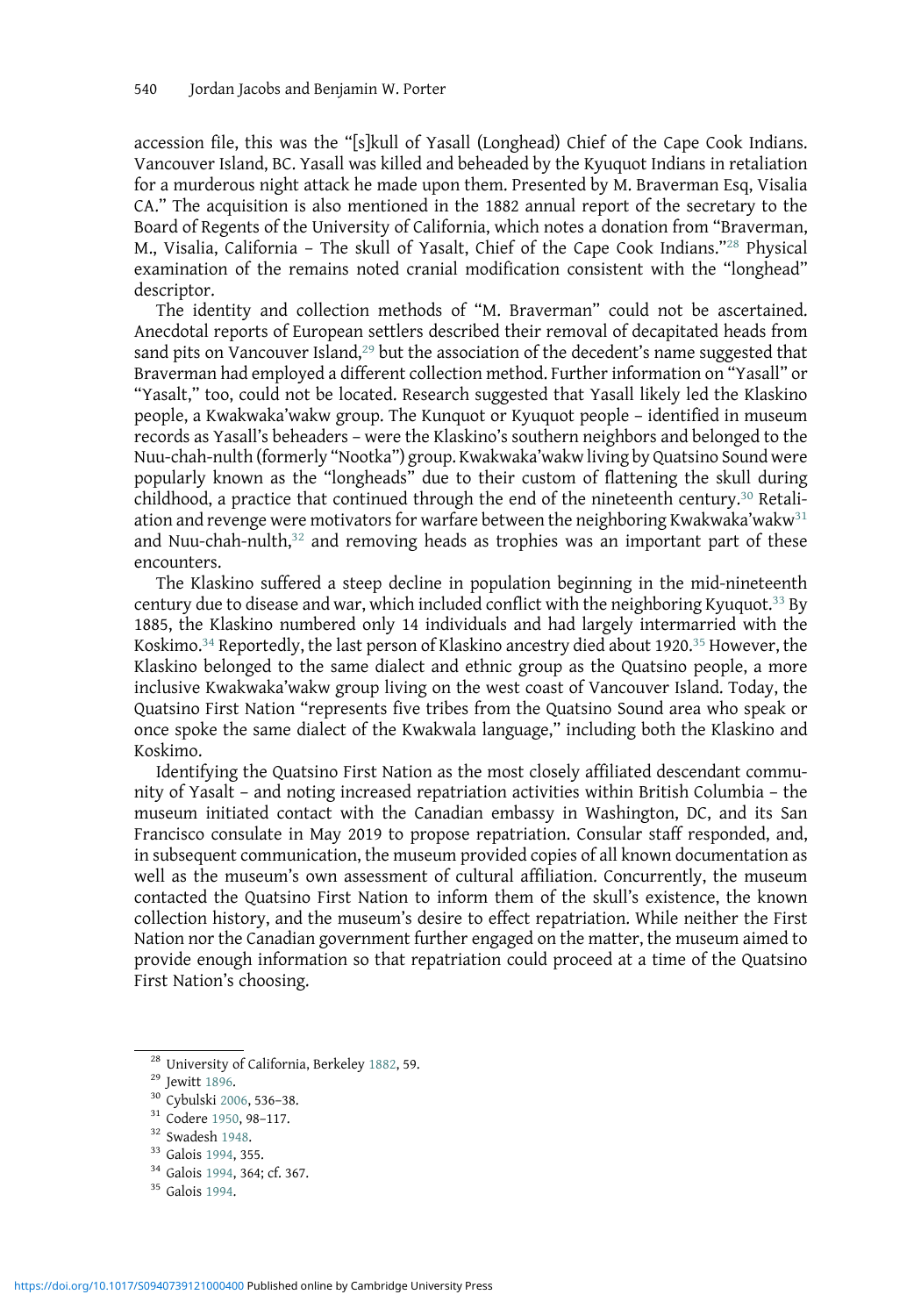accession file, this was the "[s]kull of Yasall (Longhead) Chief of the Cape Cook Indians. Vancouver Island, BC. Yasall was killed and beheaded by the Kyuquot Indians in retaliation for a murderous night attack he made upon them. Presented by M. Braverman Esq, Visalia CA." The acquisition is also mentioned in the 1882 annual report of the secretary to the Board of Regents of the University of California, which notes a donation from "Braverman, M., Visalia, California – The skull of Yasalt, Chief of the Cape Cook Indians."[28] Physical examination of the remains noted cranial modification consistent with the "longhead" descriptor.

The identity and collection methods of "M. Braverman" could not be ascertained. Anecdotal reports of European settlers described their removal of decapitated heads from sand pits on Vancouver Island,[29] but the association of the decedent's name suggested that Braverman had employed a different collection method. Further information on "Yasall" or "Yasalt," too, could not be located. Research suggested that Yasall likely led the Klaskino people, a Kwakwaka'wakw group. The Kunquot or Kyuquot people – identified in museum records as Yasall's beheaders – were the Klaskino's southern neighbors and belonged to the Nuu-chah-nulth (formerly "Nootka") group. Kwakwaka'wakw living by Quatsino Sound were popularly known as the "longheads" due to their custom of flattening the skull during childhood, a practice that continued through the end of the nineteenth century.[30] Retaliation and revenge were motivators for warfare between the neighboring Kwakwaka'wakw[31] and Nuu-chah-nulth,[32] and removing heads as trophies was an important part of these encounters.

The Klaskino suffered a steep decline in population beginning in the mid-nineteenth century due to disease and war, which included conflict with the neighboring Kyuquot.[33] By 1885, the Klaskino numbered only 14 individuals and had largely intermarried with the Koskimo.[34] Reportedly, the last person of Klaskino ancestry died about 1920.[35] However, the Klaskino belonged to the same dialect and ethnic group as the Quatsino people, a more inclusive Kwakwaka'wakw group living on the west coast of Vancouver Island. Today, the Quatsino First Nation "represents five tribes from the Quatsino Sound area who speak or once spoke the same dialect of the Kwakwala language," including both the Klaskino and Koskimo.

Identifying the Quatsino First Nation as the most closely affiliated descendant community of Yasalt – and noting increased repatriation activities within British Columbia – the museum initiated contact with the Canadian embassy in Washington, DC, and its San Francisco consulate in May 2019 to propose repatriation. Consular staff responded, and, in subsequent communication, the museum provided copies of all known documentation as well as the museum's own assessment of cultural affiliation. Concurrently, the museum contacted the Quatsino First Nation to inform them of the skull's existence, the known collection history, and the museum's desire to effect repatriation. While neither the First Nation nor the Canadian government further engaged on the matter, the museum aimed to provide enough information so that repatriation could proceed at a time of the Quatsino First Nation's choosing.

[28] University of California, Berkeley 1882, 59.

[29] Jewitt 1896.

[30] Cybulski 2006, 536–38.

[31] Codere 1950, 98–117.

[32] Swadesh 1948.

[33] Galois 1994, 355.

[34] Galois 1994, 364; cf. 367.

[35] Galois 1994.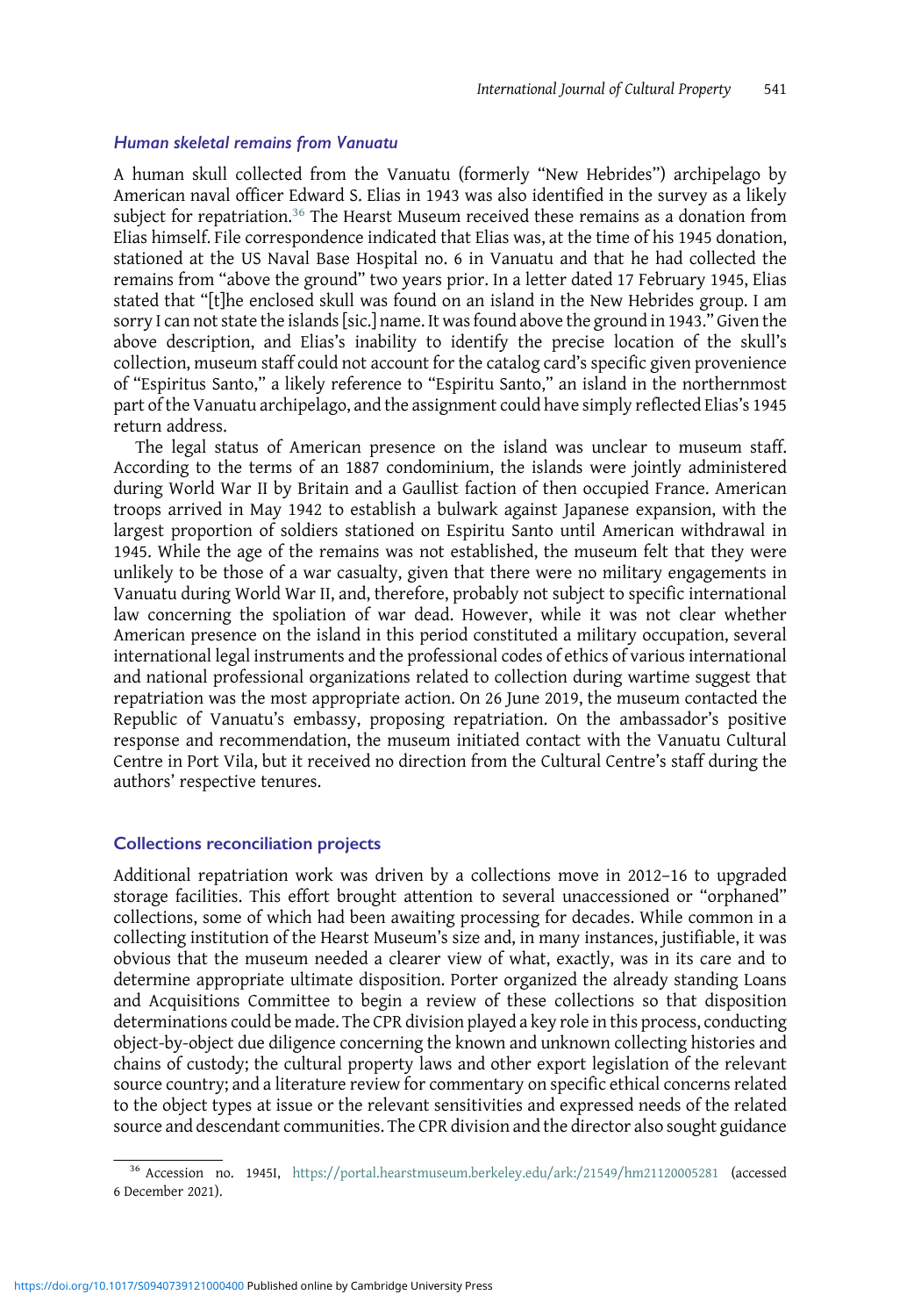### *Human skeletal remains from Vanuatu*

A human skull collected from the Vanuatu (formerly "New Hebrides") archipelago by American naval officer Edward S. Elias in 1943 was also identified in the survey as a likely subject for repatriation.[36] The Hearst Museum received these remains as a donation from Elias himself. File correspondence indicated that Elias was, at the time of his 1945 donation, stationed at the US Naval Base Hospital no. 6 in Vanuatu and that he had collected the remains from "above the ground" two years prior. In a letter dated 17 February 1945, Elias stated that "[t]he enclosed skull was found on an island in the New Hebrides group. I am sorry I can not state the islands [sic.] name. It was found above the ground in 1943." Given the above description, and Elias's inability to identify the precise location of the skull's collection, museum staff could not account for the catalog card's specific given provenience of "Espiritus Santo," a likely reference to "Espiritu Santo," an island in the northernmost part of the Vanuatu archipelago, and the assignment could have simply reflected Elias's 1945 return address.

The legal status of American presence on the island was unclear to museum staff. According to the terms of an 1887 condominium, the islands were jointly administered during World War II by Britain and a Gaullist faction of then occupied France. American troops arrived in May 1942 to establish a bulwark against Japanese expansion, with the largest proportion of soldiers stationed on Espiritu Santo until American withdrawal in 1945. While the age of the remains was not established, the museum felt that they were unlikely to be those of a war casualty, given that there were no military engagements in Vanuatu during World War II, and, therefore, probably not subject to specific international law concerning the spoliation of war dead. However, while it was not clear whether American presence on the island in this period constituted a military occupation, several international legal instruments and the professional codes of ethics of various international and national professional organizations related to collection during wartime suggest that repatriation was the most appropriate action. On 26 June 2019, the museum contacted the Republic of Vanuatu's embassy, proposing repatriation. On the ambassador's positive response and recommendation, the museum initiated contact with the Vanuatu Cultural Centre in Port Vila, but it received no direction from the Cultural Centre's staff during the authors' respective tenures.

## Collections reconciliation projects

Additional repatriation work was driven by a collections move in 2012–16 to upgraded storage facilities. This effort brought attention to several unaccessioned or "orphaned" collections, some of which had been awaiting processing for decades. While common in a collecting institution of the Hearst Museum's size and, in many instances, justifiable, it was obvious that the museum needed a clearer view of what, exactly, was in its care and to determine appropriate ultimate disposition. Porter organized the already standing Loans and Acquisitions Committee to begin a review of these collections so that disposition determinations could be made. The CPR division played a key role in this process, conducting object-by-object due diligence concerning the known and unknown collecting histories and chains of custody; the cultural property laws and other export legislation of the relevant source country; and a literature review for commentary on specific ethical concerns related to the object types at issue or the relevant sensitivities and expressed needs of the related source and descendant communities. The CPR division and the director also sought guidance

[36] Accession no. 1945I, https://portal.hearstmuseum.berkeley.edu/ark:/21549/hm21120005281 (accessed 6 December 2021).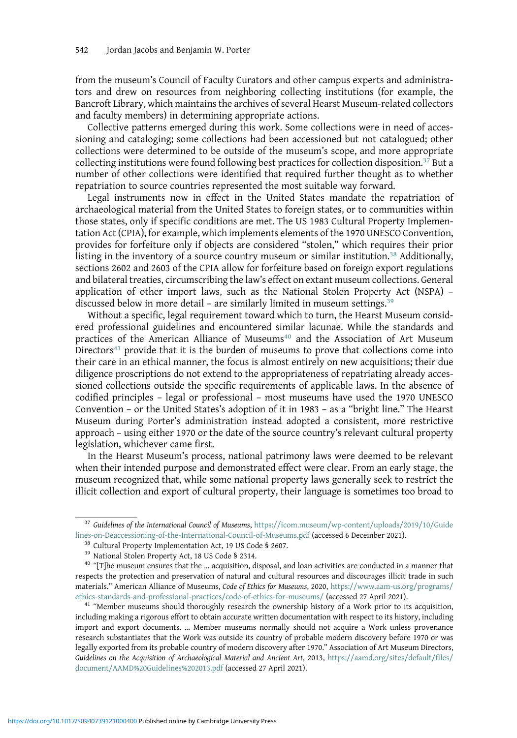from the museum's Council of Faculty Curators and other campus experts and administrators and drew on resources from neighboring collecting institutions (for example, the Bancroft Library, which maintains the archives of several Hearst Museum-related collectors and faculty members) in determining appropriate actions.

Collective patterns emerged during this work. Some collections were in need of accessioning and cataloging; some collections had been accessioned but not catalogued; other collections were determined to be outside of the museum's scope, and more appropriate collecting institutions were found following best practices for collection disposition.[37] But a number of other collections were identified that required further thought as to whether repatriation to source countries represented the most suitable way forward.

Legal instruments now in effect in the United States mandate the repatriation of archaeological material from the United States to foreign states, or to communities within those states, only if specific conditions are met. The US 1983 Cultural Property Implementation Act (CPIA), for example, which implements elements of the 1970 UNESCO Convention, provides for forfeiture only if objects are considered "stolen," which requires their prior listing in the inventory of a source country museum or similar institution.[38] Additionally, sections 2602 and 2603 of the CPIA allow for forfeiture based on foreign export regulations and bilateral treaties, circumscribing the law's effect on extant museum collections. General application of other import laws, such as the National Stolen Property Act (NSPA) – discussed below in more detail – are similarly limited in museum settings.[39]

Without a specific, legal requirement toward which to turn, the Hearst Museum considered professional guidelines and encountered similar lacunae. While the standards and practices of the American Alliance of Museums[40] and the Association of Art Museum Directors[41] provide that it is the burden of museums to prove that collections come into their care in an ethical manner, the focus is almost entirely on new acquisitions; their due diligence proscriptions do not extend to the appropriateness of repatriating already accessioned collections outside the specific requirements of applicable laws. In the absence of codified principles – legal or professional – most museums have used the 1970 UNESCO Convention – or the United States's adoption of it in 1983 – as a "bright line." The Hearst Museum during Porter's administration instead adopted a consistent, more restrictive approach – using either 1970 or the date of the source country's relevant cultural property legislation, whichever came first.

In the Hearst Museum's process, national patrimony laws were deemed to be relevant when their intended purpose and demonstrated effect were clear. From an early stage, the museum recognized that, while some national property laws generally seek to restrict the illicit collection and export of cultural property, their language is sometimes too broad to

---

[37] *Guidelines of the International Council of Museums*, https://icom.museum/wp-content/uploads/2019/10/Guidelines-on-Deaccessioning-of-the-International-Council-of-Museums.pdf (accessed 6 December 2021).

[38] Cultural Property Implementation Act, 19 US Code § 2607.

[39] National Stolen Property Act, 18 US Code § 2314.

[40] "[T]he museum ensures that the … acquisition, disposal, and loan activities are conducted in a manner that respects the protection and preservation of natural and cultural resources and discourages illicit trade in such materials." American Alliance of Museums, *Code of Ethics for Museums*, 2020, https://www.aam-us.org/programs/ethics-standards-and-professional-practices/code-of-ethics-for-museums/ (accessed 27 April 2021).

[41] "Member museums should thoroughly research the ownership history of a Work prior to its acquisition, including making a rigorous effort to obtain accurate written documentation with respect to its history, including import and export documents. … Member museums normally should not acquire a Work unless provenance research substantiates that the Work was outside its country of probable modern discovery before 1970 or was legally exported from its probable country of modern discovery after 1970." Association of Art Museum Directors, *Guidelines on the Acquisition of Archaeological Material and Ancient Art*, 2013, https://aamd.org/sites/default/files/document/AAMD%20Guidelines%202013.pdf (accessed 27 April 2021).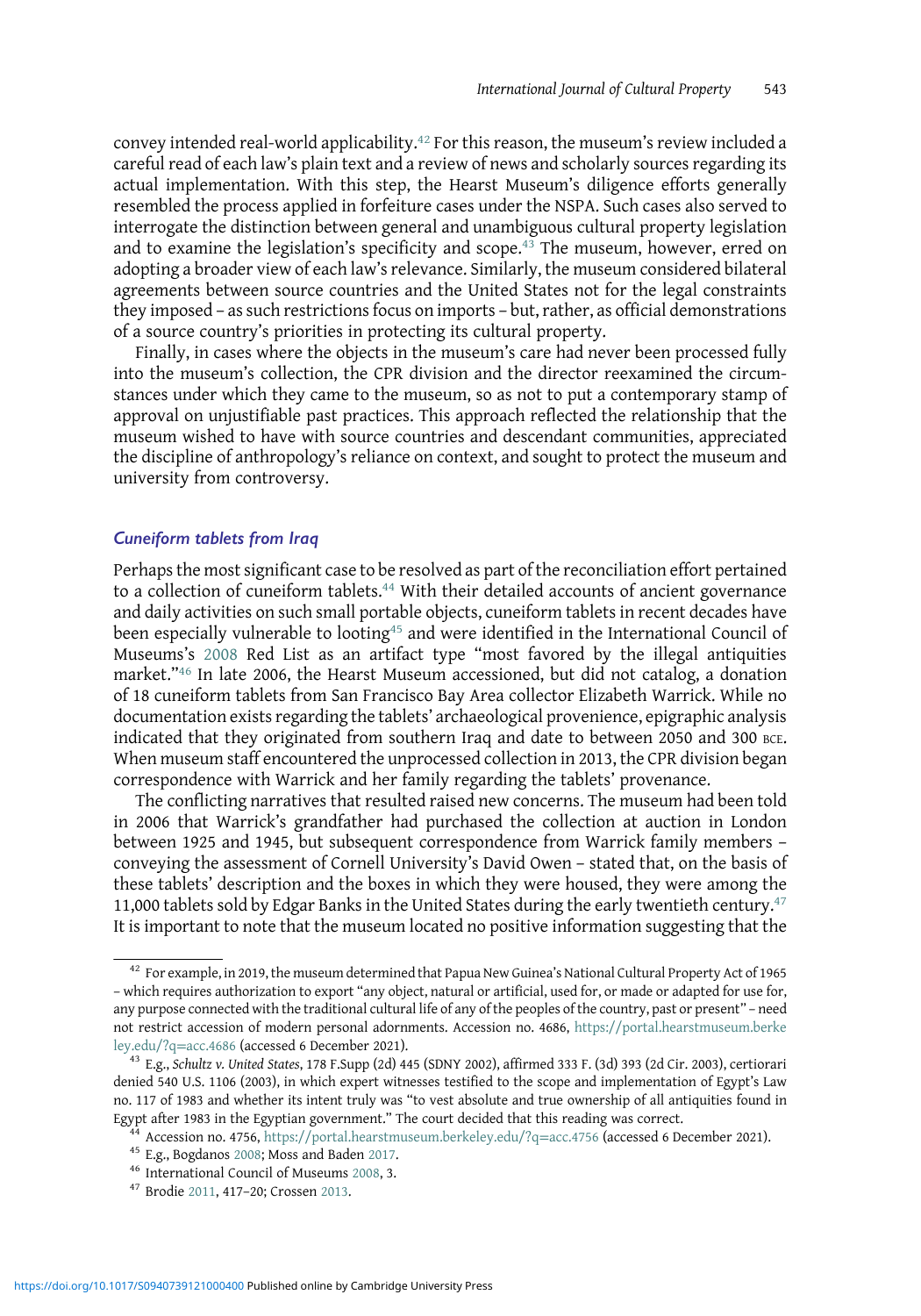convey intended real-world applicability.[42] For this reason, the museum's review included a careful read of each law's plain text and a review of news and scholarly sources regarding its actual implementation. With this step, the Hearst Museum's diligence efforts generally resembled the process applied in forfeiture cases under the NSPA. Such cases also served to interrogate the distinction between general and unambiguous cultural property legislation and to examine the legislation's specificity and scope.[43] The museum, however, erred on adopting a broader view of each law's relevance. Similarly, the museum considered bilateral agreements between source countries and the United States not for the legal constraints they imposed – as such restrictions focus on imports – but, rather, as official demonstrations of a source country's priorities in protecting its cultural property.

Finally, in cases where the objects in the museum's care had never been processed fully into the museum's collection, the CPR division and the director reexamined the circumstances under which they came to the museum, so as not to put a contemporary stamp of approval on unjustifiable past practices. This approach reflected the relationship that the museum wished to have with source countries and descendant communities, appreciated the discipline of anthropology's reliance on context, and sought to protect the museum and university from controversy.

### *Cuneiform tablets from Iraq*

Perhaps the most significant case to be resolved as part of the reconciliation effort pertained to a collection of cuneiform tablets.[44] With their detailed accounts of ancient governance and daily activities on such small portable objects, cuneiform tablets in recent decades have been especially vulnerable to looting[45] and were identified in the International Council of Museums's 2008 Red List as an artifact type "most favored by the illegal antiquities market."[46] In late 2006, the Hearst Museum accessioned, but did not catalog, a donation of 18 cuneiform tablets from San Francisco Bay Area collector Elizabeth Warrick. While no documentation exists regarding the tablets' archaeological provenience, epigraphic analysis indicated that they originated from southern Iraq and date to between 2050 and 300 BCE. When museum staff encountered the unprocessed collection in 2013, the CPR division began correspondence with Warrick and her family regarding the tablets' provenance.

The conflicting narratives that resulted raised new concerns. The museum had been told in 2006 that Warrick's grandfather had purchased the collection at auction in London between 1925 and 1945, but subsequent correspondence from Warrick family members – conveying the assessment of Cornell University's David Owen – stated that, on the basis of these tablets' description and the boxes in which they were housed, they were among the 11,000 tablets sold by Edgar Banks in the United States during the early twentieth century.[47] It is important to note that the museum located no positive information suggesting that the

---

[42] For example, in 2019, the museum determined that Papua New Guinea's National Cultural Property Act of 1965 – which requires authorization to export "any object, natural or artificial, used for, or made or adapted for use for, any purpose connected with the traditional cultural life of any of the peoples of the country, past or present" – need not restrict accession of modern personal adornments. Accession no. 4686, https://portal.hearstmuseum.berkeley.edu/?q=acc.4686 (accessed 6 December 2021).

[43] E.g., *Schultz v. United States*, 178 F.Supp (2d) 445 (SDNY 2002), affirmed 333 F. (3d) 393 (2d Cir. 2003), certiorari denied 540 U.S. 1106 (2003), in which expert witnesses testified to the scope and implementation of Egypt's Law no. 117 of 1983 and whether its intent truly was "to vest absolute and true ownership of all antiquities found in Egypt after 1983 in the Egyptian government." The court decided that this reading was correct.

[44] Accession no. 4756, https://portal.hearstmuseum.berkeley.edu/?q=acc.4756 (accessed 6 December 2021).

[45] E.g., Bogdanos 2008; Moss and Baden 2017.

[46] International Council of Museums 2008, 3.

[47] Brodie 2011, 417–20; Crossen 2013.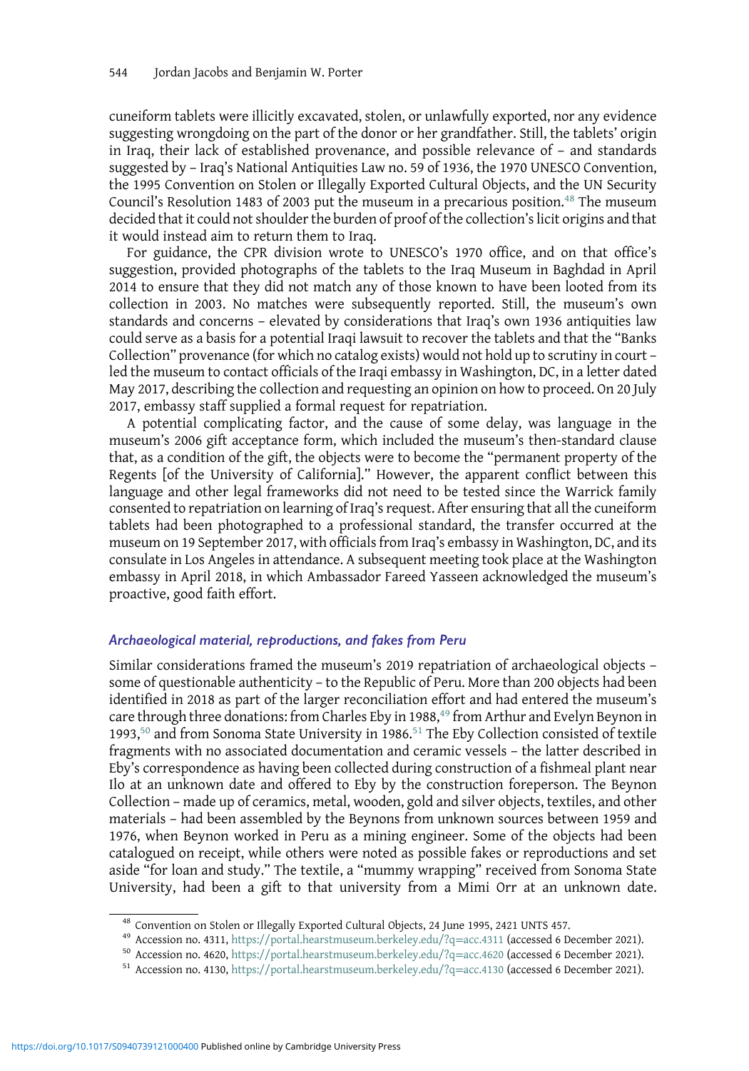cuneiform tablets were illicitly excavated, stolen, or unlawfully exported, nor any evidence suggesting wrongdoing on the part of the donor or her grandfather. Still, the tablets' origin in Iraq, their lack of established provenance, and possible relevance of – and standards suggested by – Iraq's National Antiquities Law no. 59 of 1936, the 1970 UNESCO Convention, the 1995 Convention on Stolen or Illegally Exported Cultural Objects, and the UN Security Council's Resolution 1483 of 2003 put the museum in a precarious position.[48] The museum decided that it could not shoulder the burden of proof of the collection's licit origins and that it would instead aim to return them to Iraq.

For guidance, the CPR division wrote to UNESCO's 1970 office, and on that office's suggestion, provided photographs of the tablets to the Iraq Museum in Baghdad in April 2014 to ensure that they did not match any of those known to have been looted from its collection in 2003. No matches were subsequently reported. Still, the museum's own standards and concerns – elevated by considerations that Iraq's own 1936 antiquities law could serve as a basis for a potential Iraqi lawsuit to recover the tablets and that the "Banks Collection" provenance (for which no catalog exists) would not hold up to scrutiny in court – led the museum to contact officials of the Iraqi embassy in Washington, DC, in a letter dated May 2017, describing the collection and requesting an opinion on how to proceed. On 20 July 2017, embassy staff supplied a formal request for repatriation.

A potential complicating factor, and the cause of some delay, was language in the museum's 2006 gift acceptance form, which included the museum's then-standard clause that, as a condition of the gift, the objects were to become the "permanent property of the Regents [of the University of California]." However, the apparent conflict between this language and other legal frameworks did not need to be tested since the Warrick family consented to repatriation on learning of Iraq's request. After ensuring that all the cuneiform tablets had been photographed to a professional standard, the transfer occurred at the museum on 19 September 2017, with officials from Iraq's embassy in Washington, DC, and its consulate in Los Angeles in attendance. A subsequent meeting took place at the Washington embassy in April 2018, in which Ambassador Fareed Yasseen acknowledged the museum's proactive, good faith effort.

### *Archaeological material, reproductions, and fakes from Peru*

Similar considerations framed the museum's 2019 repatriation of archaeological objects – some of questionable authenticity – to the Republic of Peru. More than 200 objects had been identified in 2018 as part of the larger reconciliation effort and had entered the museum's care through three donations: from Charles Eby in 1988,[49] from Arthur and Evelyn Beynon in 1993,[50] and from Sonoma State University in 1986.[51] The Eby Collection consisted of textile fragments with no associated documentation and ceramic vessels – the latter described in Eby's correspondence as having been collected during construction of a fishmeal plant near Ilo at an unknown date and offered to Eby by the construction foreperson. The Beynon Collection – made up of ceramics, metal, wooden, gold and silver objects, textiles, and other materials – had been assembled by the Beynons from unknown sources between 1959 and 1976, when Beynon worked in Peru as a mining engineer. Some of the objects had been catalogued on receipt, while others were noted as possible fakes or reproductions and set aside "for loan and study." The textile, a "mummy wrapping" received from Sonoma State University, had been a gift to that university from a Mimi Orr at an unknown date.

[48] Convention on Stolen or Illegally Exported Cultural Objects, 24 June 1995, 2421 UNTS 457.

[49] Accession no. 4311, https://portal.hearstmuseum.berkeley.edu/?q=acc.4311 (accessed 6 December 2021).

[50] Accession no. 4620, https://portal.hearstmuseum.berkeley.edu/?q=acc.4620 (accessed 6 December 2021).

[51] Accession no. 4130, https://portal.hearstmuseum.berkeley.edu/?q=acc.4130 (accessed 6 December 2021).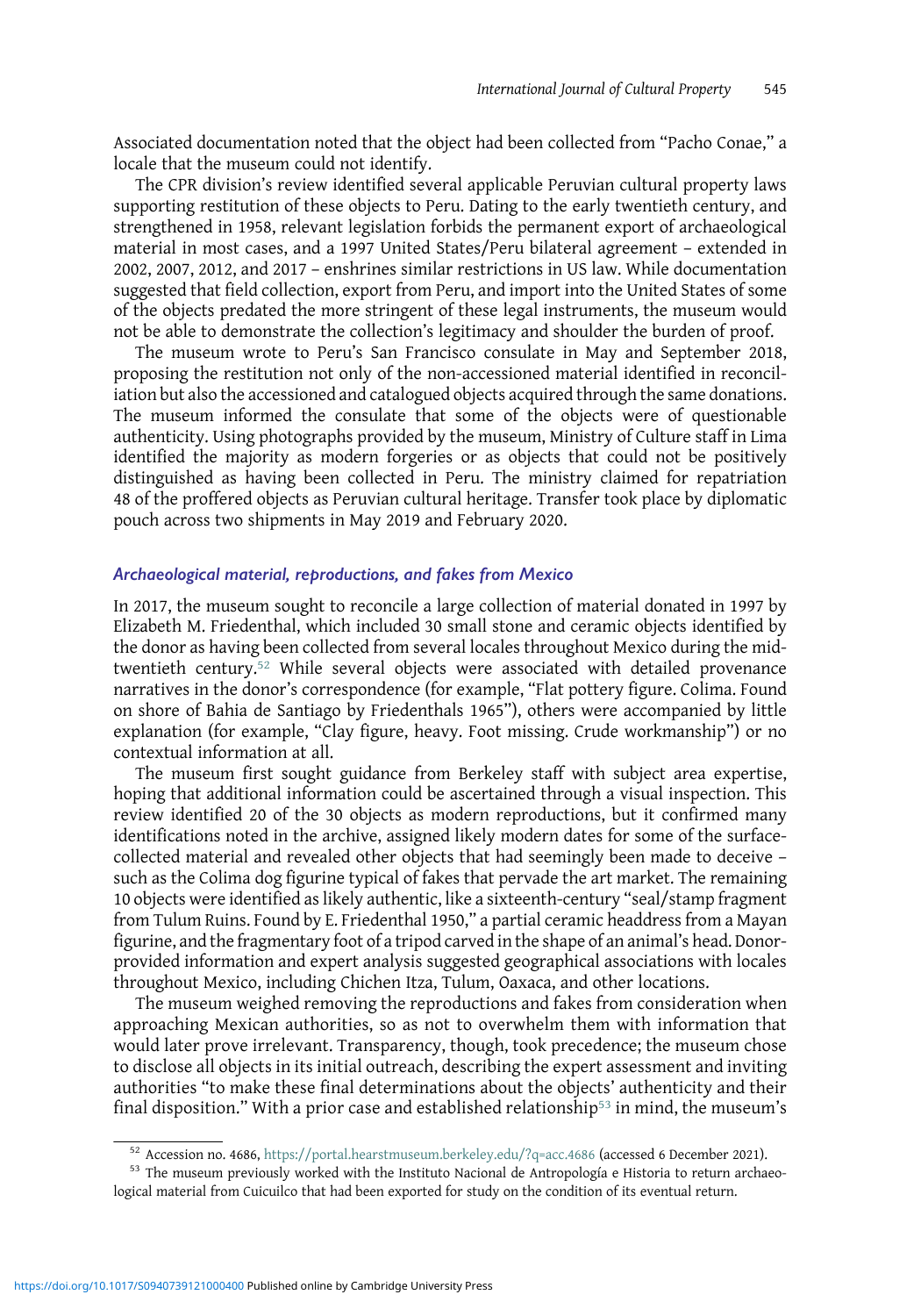Associated documentation noted that the object had been collected from "Pacho Conae," a locale that the museum could not identify.

The CPR division's review identified several applicable Peruvian cultural property laws supporting restitution of these objects to Peru. Dating to the early twentieth century, and strengthened in 1958, relevant legislation forbids the permanent export of archaeological material in most cases, and a 1997 United States/Peru bilateral agreement – extended in 2002, 2007, 2012, and 2017 – enshrines similar restrictions in US law. While documentation suggested that field collection, export from Peru, and import into the United States of some of the objects predated the more stringent of these legal instruments, the museum would not be able to demonstrate the collection's legitimacy and shoulder the burden of proof.

The museum wrote to Peru's San Francisco consulate in May and September 2018, proposing the restitution not only of the non-accessioned material identified in reconciliation but also the accessioned and catalogued objects acquired through the same donations. The museum informed the consulate that some of the objects were of questionable authenticity. Using photographs provided by the museum, Ministry of Culture staff in Lima identified the majority as modern forgeries or as objects that could not be positively distinguished as having been collected in Peru. The ministry claimed for repatriation 48 of the proffered objects as Peruvian cultural heritage. Transfer took place by diplomatic pouch across two shipments in May 2019 and February 2020.

### *Archaeological material, reproductions, and fakes from Mexico*

In 2017, the museum sought to reconcile a large collection of material donated in 1997 by Elizabeth M. Friedenthal, which included 30 small stone and ceramic objects identified by the donor as having been collected from several locales throughout Mexico during the mid-twentieth century.[52] While several objects were associated with detailed provenance narratives in the donor's correspondence (for example, "Flat pottery figure. Colima. Found on shore of Bahia de Santiago by Friedenthals 1965"), others were accompanied by little explanation (for example, "Clay figure, heavy. Foot missing. Crude workmanship") or no contextual information at all.

The museum first sought guidance from Berkeley staff with subject area expertise, hoping that additional information could be ascertained through a visual inspection. This review identified 20 of the 30 objects as modern reproductions, but it confirmed many identifications noted in the archive, assigned likely modern dates for some of the surface-collected material and revealed other objects that had seemingly been made to deceive – such as the Colima dog figurine typical of fakes that pervade the art market. The remaining 10 objects were identified as likely authentic, like a sixteenth-century "seal/stamp fragment from Tulum Ruins. Found by E. Friedenthal 1950," a partial ceramic headdress from a Mayan figurine, and the fragmentary foot of a tripod carved in the shape of an animal's head. Donor-provided information and expert analysis suggested geographical associations with locales throughout Mexico, including Chichen Itza, Tulum, Oaxaca, and other locations.

The museum weighed removing the reproductions and fakes from consideration when approaching Mexican authorities, so as not to overwhelm them with information that would later prove irrelevant. Transparency, though, took precedence; the museum chose to disclose all objects in its initial outreach, describing the expert assessment and inviting authorities "to make these final determinations about the objects' authenticity and their final disposition." With a prior case and established relationship[53] in mind, the museum's

---

[52] Accession no. 4686, https://portal.hearstmuseum.berkeley.edu/?q=acc.4686 (accessed 6 December 2021).

[53] The museum previously worked with the Instituto Nacional de Antropología e Historia to return archaeological material from Cuicuilco that had been exported for study on the condition of its eventual return.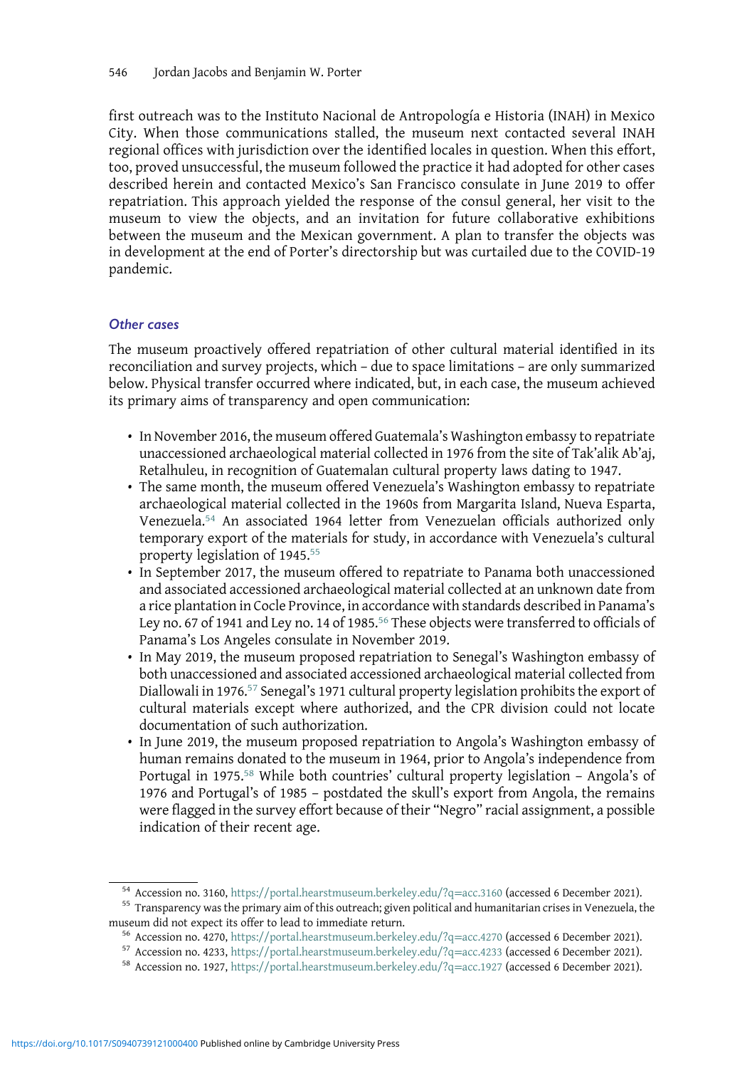first outreach was to the Instituto Nacional de Antropología e Historia (INAH) in Mexico City. When those communications stalled, the museum next contacted several INAH regional offices with jurisdiction over the identified locales in question. When this effort, too, proved unsuccessful, the museum followed the practice it had adopted for other cases described herein and contacted Mexico's San Francisco consulate in June 2019 to offer repatriation. This approach yielded the response of the consul general, her visit to the museum to view the objects, and an invitation for future collaborative exhibitions between the museum and the Mexican government. A plan to transfer the objects was in development at the end of Porter's directorship but was curtailed due to the COVID-19 pandemic.

### *Other cases*

The museum proactively offered repatriation of other cultural material identified in its reconciliation and survey projects, which – due to space limitations – are only summarized below. Physical transfer occurred where indicated, but, in each case, the museum achieved its primary aims of transparency and open communication:

- In November 2016, the museum offered Guatemala's Washington embassy to repatriate unaccessioned archaeological material collected in 1976 from the site of Tak'alik Ab'aj, Retalhuleu, in recognition of Guatemalan cultural property laws dating to 1947.
- The same month, the museum offered Venezuela's Washington embassy to repatriate archaeological material collected in the 1960s from Margarita Island, Nueva Esparta, Venezuela.[54] An associated 1964 letter from Venezuelan officials authorized only temporary export of the materials for study, in accordance with Venezuela's cultural property legislation of 1945.[55]
- In September 2017, the museum offered to repatriate to Panama both unaccessioned and associated accessioned archaeological material collected at an unknown date from a rice plantation in Cocle Province, in accordance with standards described in Panama's Ley no. 67 of 1941 and Ley no. 14 of 1985.[56] These objects were transferred to officials of Panama's Los Angeles consulate in November 2019.
- In May 2019, the museum proposed repatriation to Senegal's Washington embassy of both unaccessioned and associated accessioned archaeological material collected from Diallowali in 1976.[57] Senegal's 1971 cultural property legislation prohibits the export of cultural materials except where authorized, and the CPR division could not locate documentation of such authorization.
- In June 2019, the museum proposed repatriation to Angola's Washington embassy of human remains donated to the museum in 1964, prior to Angola's independence from Portugal in 1975.[58] While both countries' cultural property legislation – Angola's of 1976 and Portugal's of 1985 – postdated the skull's export from Angola, the remains were flagged in the survey effort because of their "Negro" racial assignment, a possible indication of their recent age.

---

[54] Accession no. 3160, https://portal.hearstmuseum.berkeley.edu/?q=acc.3160 (accessed 6 December 2021).

[55] Transparency was the primary aim of this outreach; given political and humanitarian crises in Venezuela, the museum did not expect its offer to lead to immediate return.

[56] Accession no. 4270, https://portal.hearstmuseum.berkeley.edu/?q=acc.4270 (accessed 6 December 2021).

[57] Accession no. 4233, https://portal.hearstmuseum.berkeley.edu/?q=acc.4233 (accessed 6 December 2021).

[58] Accession no. 1927, https://portal.hearstmuseum.berkeley.edu/?q=acc.1927 (accessed 6 December 2021).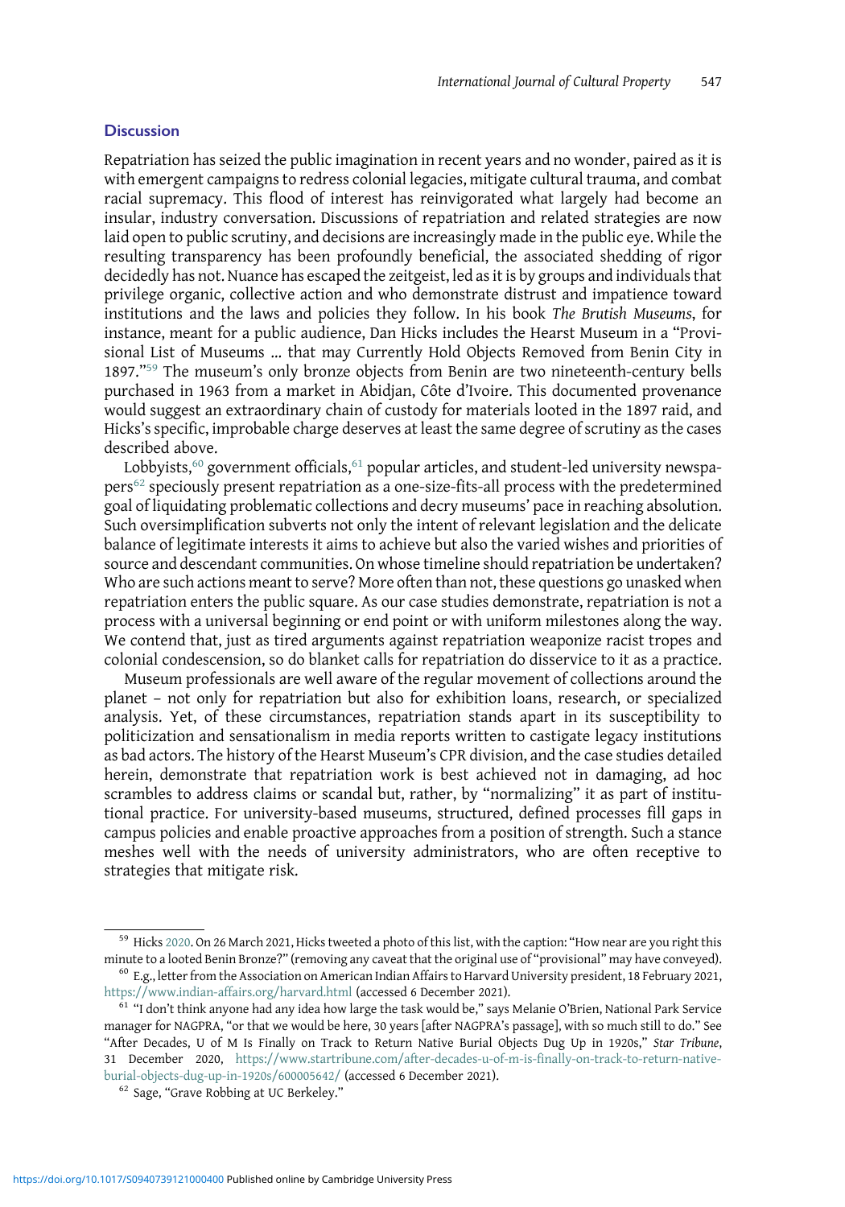## Discussion

Repatriation has seized the public imagination in recent years and no wonder, paired as it is with emergent campaigns to redress colonial legacies, mitigate cultural trauma, and combat racial supremacy. This flood of interest has reinvigorated what largely had become an insular, industry conversation. Discussions of repatriation and related strategies are now laid open to public scrutiny, and decisions are increasingly made in the public eye. While the resulting transparency has been profoundly beneficial, the associated shedding of rigor decidedly has not. Nuance has escaped the zeitgeist, led as it is by groups and individuals that privilege organic, collective action and who demonstrate distrust and impatience toward institutions and the laws and policies they follow. In his book *The Brutish Museums*, for instance, meant for a public audience, Dan Hicks includes the Hearst Museum in a "Provisional List of Museums … that may Currently Hold Objects Removed from Benin City in 1897."[59] The museum's only bronze objects from Benin are two nineteenth-century bells purchased in 1963 from a market in Abidjan, Côte d'Ivoire. This documented provenance would suggest an extraordinary chain of custody for materials looted in the 1897 raid, and Hicks's specific, improbable charge deserves at least the same degree of scrutiny as the cases described above.

Lobbyists,[60] government officials,[61] popular articles, and student-led university newspapers[62] speciously present repatriation as a one-size-fits-all process with the predetermined goal of liquidating problematic collections and decry museums' pace in reaching absolution. Such oversimplification subverts not only the intent of relevant legislation and the delicate balance of legitimate interests it aims to achieve but also the varied wishes and priorities of source and descendant communities. On whose timeline should repatriation be undertaken? Who are such actions meant to serve? More often than not, these questions go unasked when repatriation enters the public square. As our case studies demonstrate, repatriation is not a process with a universal beginning or end point or with uniform milestones along the way. We contend that, just as tired arguments against repatriation weaponize racist tropes and colonial condescension, so do blanket calls for repatriation do disservice to it as a practice.

Museum professionals are well aware of the regular movement of collections around the planet – not only for repatriation but also for exhibition loans, research, or specialized analysis. Yet, of these circumstances, repatriation stands apart in its susceptibility to politicization and sensationalism in media reports written to castigate legacy institutions as bad actors. The history of the Hearst Museum's CPR division, and the case studies detailed herein, demonstrate that repatriation work is best achieved not in damaging, ad hoc scrambles to address claims or scandal but, rather, by "normalizing" it as part of institutional practice. For university-based museums, structured, defined processes fill gaps in campus policies and enable proactive approaches from a position of strength. Such a stance meshes well with the needs of university administrators, who are often receptive to strategies that mitigate risk.

---

[59] Hicks 2020. On 26 March 2021, Hicks tweeted a photo of this list, with the caption: "How near are you right this minute to a looted Benin Bronze?" (removing any caveat that the original use of "provisional" may have conveyed).

[60] E.g., letter from the Association on American Indian Affairs to Harvard University president, 18 February 2021, https://www.indian-affairs.org/harvard.html (accessed 6 December 2021).

[61] "I don't think anyone had any idea how large the task would be," says Melanie O'Brien, National Park Service manager for NAGPRA, "or that we would be here, 30 years [after NAGPRA's passage], with so much still to do." See "After Decades, U of M Is Finally on Track to Return Native Burial Objects Dug Up in 1920s," *Star Tribune*, 31 December 2020, https://www.startribune.com/after-decades-u-of-m-is-finally-on-track-to-return-native-burial-objects-dug-up-in-1920s/600005642/ (accessed 6 December 2021).

[62] Sage, "Grave Robbing at UC Berkeley."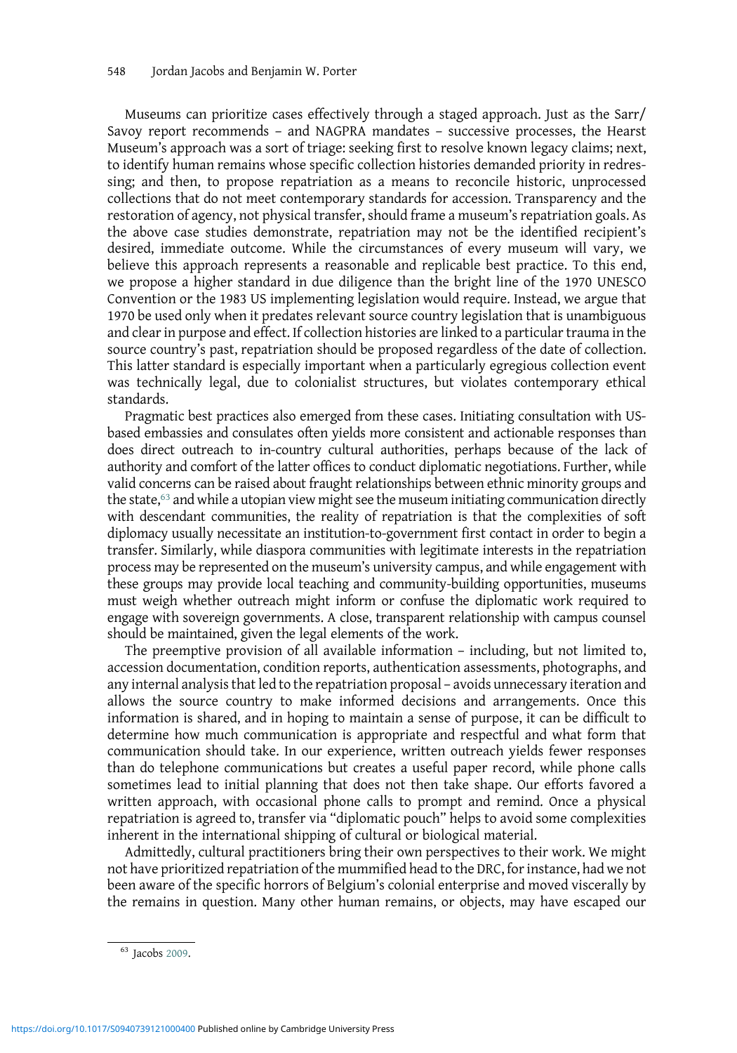Museums can prioritize cases effectively through a staged approach. Just as the Sarr/Savoy report recommends – and NAGPRA mandates – successive processes, the Hearst Museum's approach was a sort of triage: seeking first to resolve known legacy claims; next, to identify human remains whose specific collection histories demanded priority in redressing; and then, to propose repatriation as a means to reconcile historic, unprocessed collections that do not meet contemporary standards for accession. Transparency and the restoration of agency, not physical transfer, should frame a museum's repatriation goals. As the above case studies demonstrate, repatriation may not be the identified recipient's desired, immediate outcome. While the circumstances of every museum will vary, we believe this approach represents a reasonable and replicable best practice. To this end, we propose a higher standard in due diligence than the bright line of the 1970 UNESCO Convention or the 1983 US implementing legislation would require. Instead, we argue that 1970 be used only when it predates relevant source country legislation that is unambiguous and clear in purpose and effect. If collection histories are linked to a particular trauma in the source country's past, repatriation should be proposed regardless of the date of collection. This latter standard is especially important when a particularly egregious collection event was technically legal, due to colonialist structures, but violates contemporary ethical standards.

Pragmatic best practices also emerged from these cases. Initiating consultation with US-based embassies and consulates often yields more consistent and actionable responses than does direct outreach to in-country cultural authorities, perhaps because of the lack of authority and comfort of the latter offices to conduct diplomatic negotiations. Further, while valid concerns can be raised about fraught relationships between ethnic minority groups and the state,[63] and while a utopian view might see the museum initiating communication directly with descendant communities, the reality of repatriation is that the complexities of soft diplomacy usually necessitate an institution-to-government first contact in order to begin a transfer. Similarly, while diaspora communities with legitimate interests in the repatriation process may be represented on the museum's university campus, and while engagement with these groups may provide local teaching and community-building opportunities, museums must weigh whether outreach might inform or confuse the diplomatic work required to engage with sovereign governments. A close, transparent relationship with campus counsel should be maintained, given the legal elements of the work.

The preemptive provision of all available information – including, but not limited to, accession documentation, condition reports, authentication assessments, photographs, and any internal analysis that led to the repatriation proposal – avoids unnecessary iteration and allows the source country to make informed decisions and arrangements. Once this information is shared, and in hoping to maintain a sense of purpose, it can be difficult to determine how much communication is appropriate and respectful and what form that communication should take. In our experience, written outreach yields fewer responses than do telephone communications but creates a useful paper record, while phone calls sometimes lead to initial planning that does not then take shape. Our efforts favored a written approach, with occasional phone calls to prompt and remind. Once a physical repatriation is agreed to, transfer via "diplomatic pouch" helps to avoid some complexities inherent in the international shipping of cultural or biological material.

Admittedly, cultural practitioners bring their own perspectives to their work. We might not have prioritized repatriation of the mummified head to the DRC, for instance, had we not been aware of the specific horrors of Belgium's colonial enterprise and moved viscerally by the remains in question. Many other human remains, or objects, may have escaped our

[63] Jacobs 2009.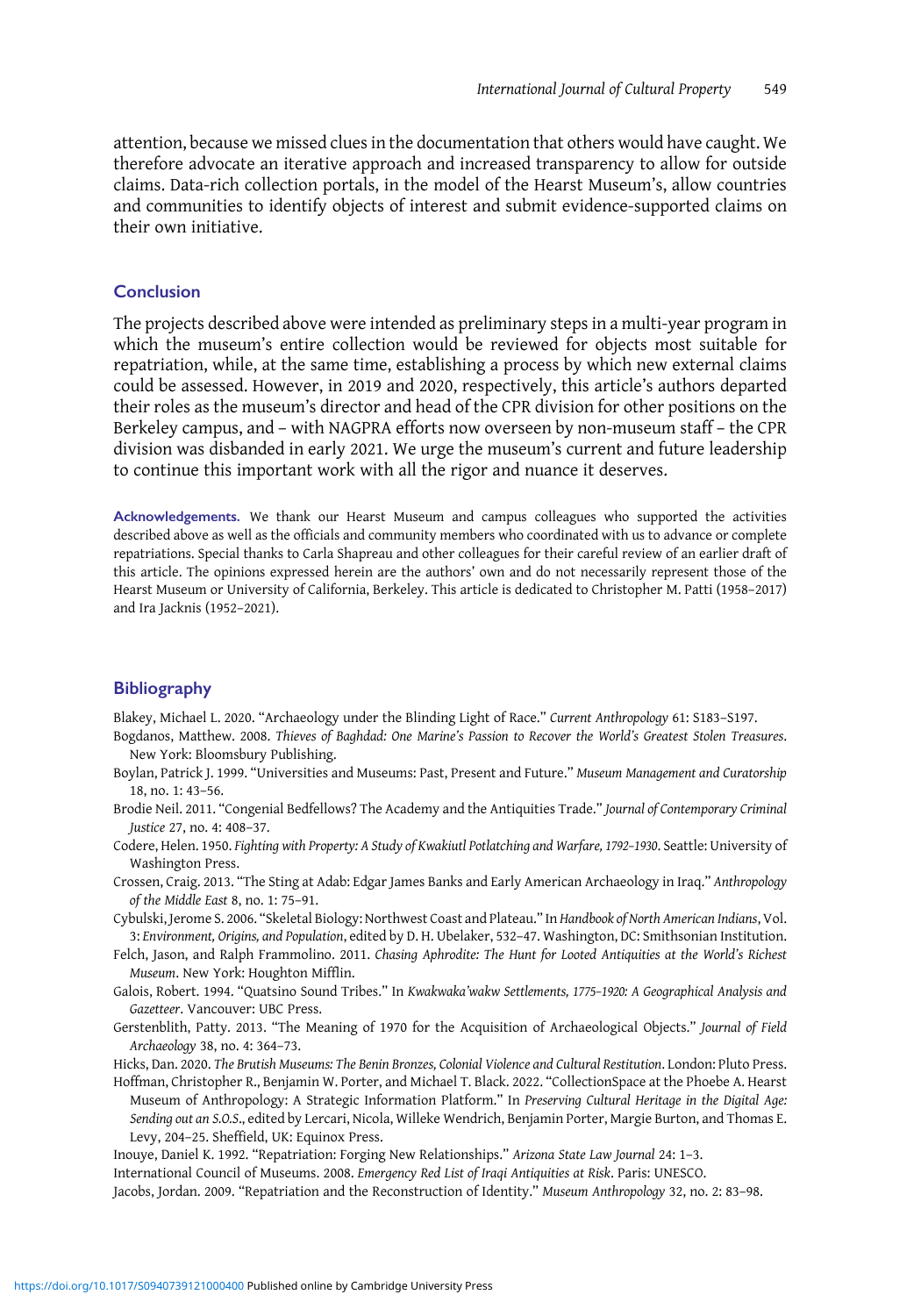attention, because we missed clues in the documentation that others would have caught. We therefore advocate an iterative approach and increased transparency to allow for outside claims. Data-rich collection portals, in the model of the Hearst Museum's, allow countries and communities to identify objects of interest and submit evidence-supported claims on their own initiative.

## Conclusion

The projects described above were intended as preliminary steps in a multi-year program in which the museum's entire collection would be reviewed for objects most suitable for repatriation, while, at the same time, establishing a process by which new external claims could be assessed. However, in 2019 and 2020, respectively, this article's authors departed their roles as the museum's director and head of the CPR division for other positions on the Berkeley campus, and – with NAGPRA efforts now overseen by non-museum staff – the CPR division was disbanded in early 2021. We urge the museum's current and future leadership to continue this important work with all the rigor and nuance it deserves.

**Acknowledgements.** We thank our Hearst Museum and campus colleagues who supported the activities described above as well as the officials and community members who coordinated with us to advance or complete repatriations. Special thanks to Carla Shapreau and other colleagues for their careful review of an earlier draft of this article. The opinions expressed herein are the authors' own and do not necessarily represent those of the Hearst Museum or University of California, Berkeley. This article is dedicated to Christopher M. Patti (1958–2017) and Ira Jacknis (1952–2021).

## Bibliography

Blakey, Michael L. 2020. "Archaeology under the Blinding Light of Race." *Current Anthropology* 61: S183–S197.

Bogdanos, Matthew. 2008. *Thieves of Baghdad: One Marine's Passion to Recover the World's Greatest Stolen Treasures*. New York: Bloomsbury Publishing.

Boylan, Patrick J. 1999. "Universities and Museums: Past, Present and Future." *Museum Management and Curatorship* 18, no. 1: 43–56.

Brodie Neil. 2011. "Congenial Bedfellows? The Academy and the Antiquities Trade." *Journal of Contemporary Criminal Justice* 27, no. 4: 408–37.

Codere, Helen. 1950. *Fighting with Property: A Study of Kwakiutl Potlatching and Warfare, 1792–1930*. Seattle: University of Washington Press.

Crossen, Craig. 2013. "The Sting at Adab: Edgar James Banks and Early American Archaeology in Iraq." *Anthropology of the Middle East* 8, no. 1: 75–91.

Cybulski, Jerome S. 2006. "Skeletal Biology: Northwest Coast and Plateau." In *Handbook of North American Indians*, Vol. 3: *Environment, Origins, and Population*, edited by D. H. Ubelaker, 532–47. Washington, DC: Smithsonian Institution.

Felch, Jason, and Ralph Frammolino. 2011. *Chasing Aphrodite: The Hunt for Looted Antiquities at the World's Richest Museum*. New York: Houghton Mifflin.

Galois, Robert. 1994. "Quatsino Sound Tribes." In *Kwakwaka'wakw Settlements, 1775–1920: A Geographical Analysis and Gazetteer*. Vancouver: UBC Press.

Gerstenblith, Patty. 2013. "The Meaning of 1970 for the Acquisition of Archaeological Objects." *Journal of Field Archaeology* 38, no. 4: 364–73.

Hicks, Dan. 2020. *The Brutish Museums: The Benin Bronzes, Colonial Violence and Cultural Restitution*. London: Pluto Press.

Hoffman, Christopher R., Benjamin W. Porter, and Michael T. Black. 2022. "CollectionSpace at the Phoebe A. Hearst Museum of Anthropology: A Strategic Information Platform." In *Preserving Cultural Heritage in the Digital Age: Sending out an S.O.S.*, edited by Lercari, Nicola, Willeke Wendrich, Benjamin Porter, Margie Burton, and Thomas E. Levy, 204–25. Sheffield, UK: Equinox Press.

Inouye, Daniel K. 1992. "Repatriation: Forging New Relationships." *Arizona State Law Journal* 24: 1–3.

International Council of Museums. 2008. *Emergency Red List of Iraqi Antiquities at Risk*. Paris: UNESCO.

Jacobs, Jordan. 2009. "Repatriation and the Reconstruction of Identity." *Museum Anthropology* 32, no. 2: 83–98.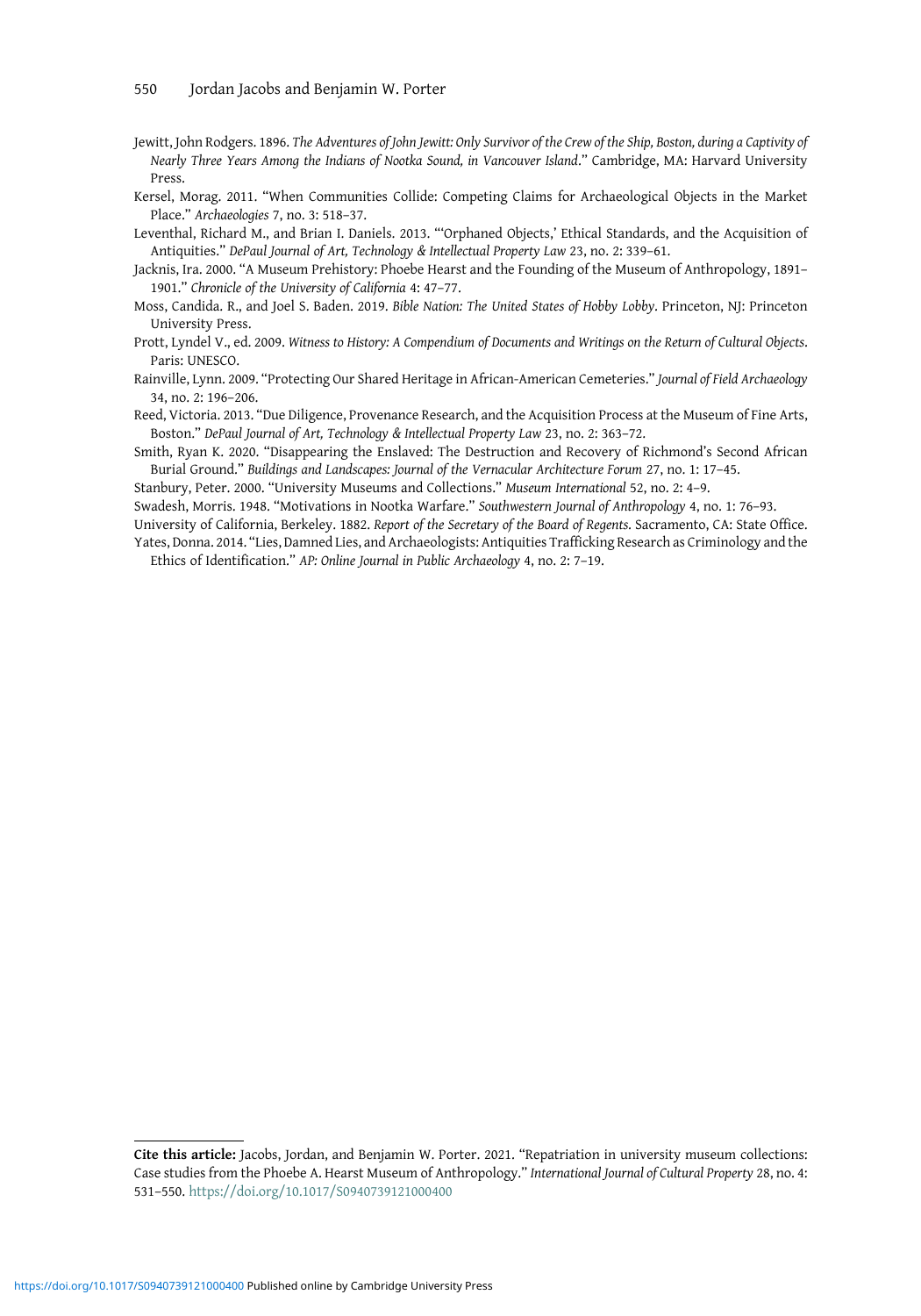Jewitt, John Rodgers. 1896. *The Adventures of John Jewitt: Only Survivor of the Crew of the Ship, Boston, during a Captivity of Nearly Three Years Among the Indians of Nootka Sound, in Vancouver Island*." Cambridge, MA: Harvard University Press.

Kersel, Morag. 2011. "When Communities Collide: Competing Claims for Archaeological Objects in the Market Place." *Archaeologies* 7, no. 3: 518–37.

Leventhal, Richard M., and Brian I. Daniels. 2013. "'Orphaned Objects,' Ethical Standards, and the Acquisition of Antiquities." *DePaul Journal of Art, Technology & Intellectual Property Law* 23, no. 2: 339–61.

Jacknis, Ira. 2000. "A Museum Prehistory: Phoebe Hearst and the Founding of the Museum of Anthropology, 1891–1901." *Chronicle of the University of California* 4: 47–77.

Moss, Candida. R., and Joel S. Baden. 2019. *Bible Nation: The United States of Hobby Lobby*. Princeton, NJ: Princeton University Press.

Prott, Lyndel V., ed. 2009. *Witness to History: A Compendium of Documents and Writings on the Return of Cultural Objects*. Paris: UNESCO.

Rainville, Lynn. 2009. "Protecting Our Shared Heritage in African-American Cemeteries." *Journal of Field Archaeology* 34, no. 2: 196–206.

Reed, Victoria. 2013. "Due Diligence, Provenance Research, and the Acquisition Process at the Museum of Fine Arts, Boston." *DePaul Journal of Art, Technology & Intellectual Property Law* 23, no. 2: 363–72.

Smith, Ryan K. 2020. "Disappearing the Enslaved: The Destruction and Recovery of Richmond's Second African Burial Ground." *Buildings and Landscapes: Journal of the Vernacular Architecture Forum* 27, no. 1: 17–45.

Stanbury, Peter. 2000. "University Museums and Collections." *Museum International* 52, no. 2: 4–9.

Swadesh, Morris. 1948. "Motivations in Nootka Warfare." *Southwestern Journal of Anthropology* 4, no. 1: 76–93.

University of California, Berkeley. 1882. *Report of the Secretary of the Board of Regents*. Sacramento, CA: State Office.

Yates, Donna. 2014. "Lies, Damned Lies, and Archaeologists: Antiquities Trafficking Research as Criminology and the Ethics of Identification." *AP: Online Journal in Public Archaeology* 4, no. 2: 7–19.

**Cite this article:** Jacobs, Jordan, and Benjamin W. Porter. 2021. "Repatriation in university museum collections: Case studies from the Phoebe A. Hearst Museum of Anthropology." *International Journal of Cultural Property* 28, no. 4: 531–550. https://doi.org/10.1017/S0940739121000400